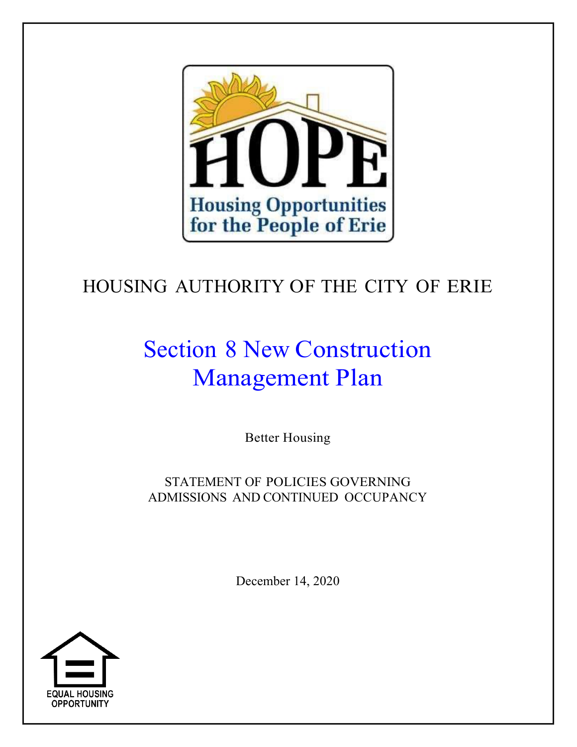HOPE

Housing Opportunities for the People of Erie

# HOUSING AUTHORITY OF THE CITY OF ERIE

# Section 8 New Construction Management Plan

Better Housing

STATEMENT OF POLICIES GOVERNING ADMISSIONS AND CONTINUED OCCUPANCY

December 14, 2020

EQUAL HOUSING OPPORTUNITY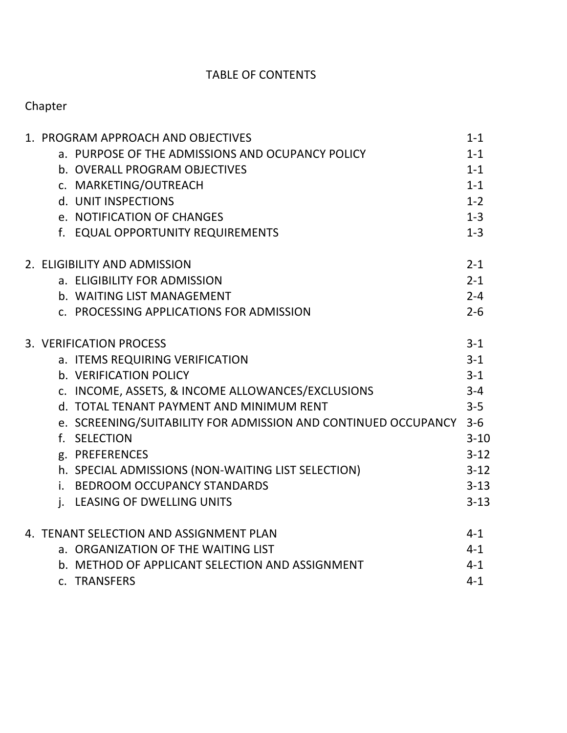# TABLE OF CONTENTS

Chapter

| | Page |
|---|---|
| 1. PROGRAM APPROACH AND OBJECTIVES | 1-1 |
| a. PURPOSE OF THE ADMISSIONS AND OCUPANCY POLICY | 1-1 |
| b. OVERALL PROGRAM OBJECTIVES | 1-1 |
| c. MARKETING/OUTREACH | 1-1 |
| d. UNIT INSPECTIONS | 1-2 |
| e. NOTIFICATION OF CHANGES | 1-3 |
| f. EQUAL OPPORTUNITY REQUIREMENTS | 1-3 |
| 2. ELIGIBILITY AND ADMISSION | 2-1 |
| a. ELIGIBILITY FOR ADMISSION | 2-1 |
| b. WAITING LIST MANAGEMENT | 2-4 |
| c. PROCESSING APPLICATIONS FOR ADMISSION | 2-6 |
| 3. VERIFICATION PROCESS | 3-1 |
| a. ITEMS REQUIRING VERIFICATION | 3-1 |
| b. VERIFICATION POLICY | 3-1 |
| c. INCOME, ASSETS, & INCOME ALLOWANCES/EXCLUSIONS | 3-4 |
| d. TOTAL TENANT PAYMENT AND MINIMUM RENT | 3-5 |
| e. SCREENING/SUITABILITY FOR ADMISSION AND CONTINUED OCCUPANCY | 3-6 |
| f. SELECTION | 3-10 |
| g. PREFERENCES | 3-12 |
| h. SPECIAL ADMISSIONS (NON-WAITING LIST SELECTION) | 3-12 |
| i. BEDROOM OCCUPANCY STANDARDS | 3-13 |
| j. LEASING OF DWELLING UNITS | 3-13 |
| 4. TENANT SELECTION AND ASSIGNMENT PLAN | 4-1 |
| a. ORGANIZATION OF THE WAITING LIST | 4-1 |
| b. METHOD OF APPLICANT SELECTION AND ASSIGNMENT | 4-1 |
| c. TRANSFERS | 4-1 |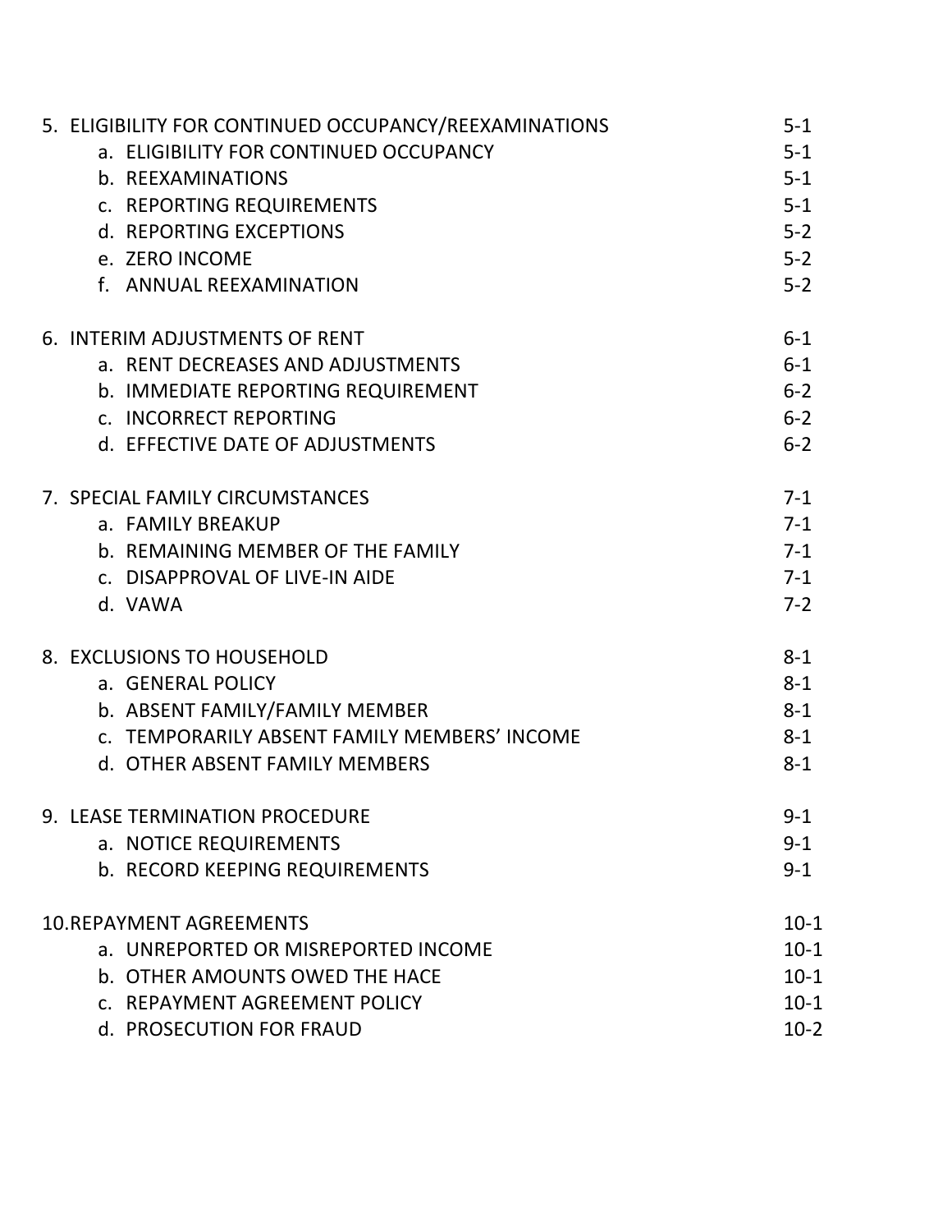| | |
|---|---|
| 5. ELIGIBILITY FOR CONTINUED OCCUPANCY/REEXAMINATIONS | 5-1 |
| a. ELIGIBILITY FOR CONTINUED OCCUPANCY | 5-1 |
| b. REEXAMINATIONS | 5-1 |
| c. REPORTING REQUIREMENTS | 5-1 |
| d. REPORTING EXCEPTIONS | 5-2 |
| e. ZERO INCOME | 5-2 |
| f. ANNUAL REEXAMINATION | 5-2 |
| | |
| 6. INTERIM ADJUSTMENTS OF RENT | 6-1 |
| a. RENT DECREASES AND ADJUSTMENTS | 6-1 |
| b. IMMEDIATE REPORTING REQUIREMENT | 6-2 |
| c. INCORRECT REPORTING | 6-2 |
| d. EFFECTIVE DATE OF ADJUSTMENTS | 6-2 |
| | |
| 7. SPECIAL FAMILY CIRCUMSTANCES | 7-1 |
| a. FAMILY BREAKUP | 7-1 |
| b. REMAINING MEMBER OF THE FAMILY | 7-1 |
| c. DISAPPROVAL OF LIVE-IN AIDE | 7-1 |
| d. VAWA | 7-2 |
| | |
| 8. EXCLUSIONS TO HOUSEHOLD | 8-1 |
| a. GENERAL POLICY | 8-1 |
| b. ABSENT FAMILY/FAMILY MEMBER | 8-1 |
| c. TEMPORARILY ABSENT FAMILY MEMBERS' INCOME | 8-1 |
| d. OTHER ABSENT FAMILY MEMBERS | 8-1 |
| | |
| 9. LEASE TERMINATION PROCEDURE | 9-1 |
| a. NOTICE REQUIREMENTS | 9-1 |
| b. RECORD KEEPING REQUIREMENTS | 9-1 |
| | |
| 10. REPAYMENT AGREEMENTS | 10-1 |
| a. UNREPORTED OR MISREPORTED INCOME | 10-1 |
| b. OTHER AMOUNTS OWED THE HACE | 10-1 |
| c. REPAYMENT AGREEMENT POLICY | 10-1 |
| d. PROSECUTION FOR FRAUD | 10-2 |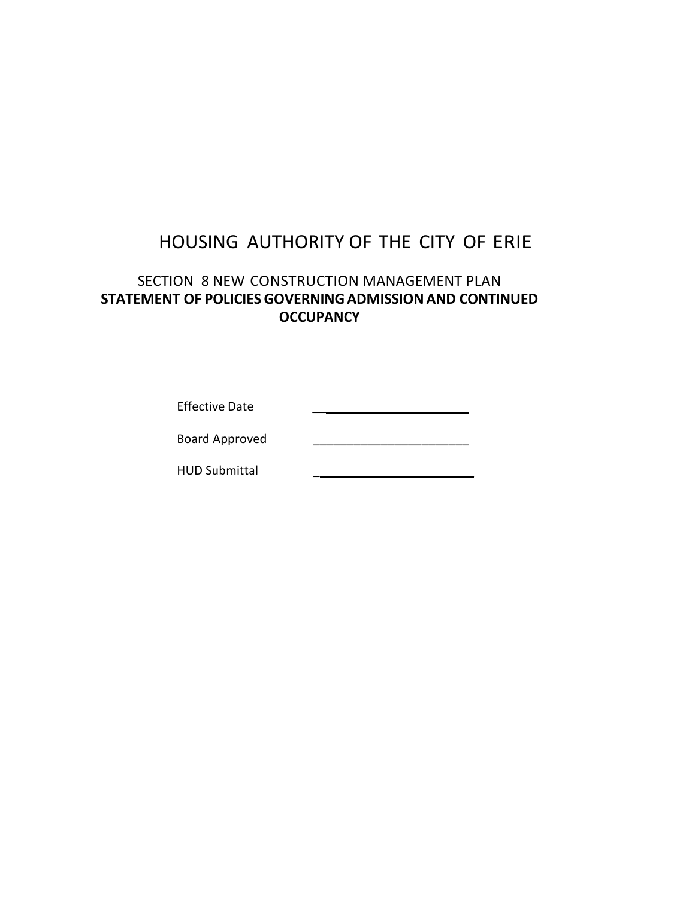# HOUSING AUTHORITY OF THE CITY OF ERIE

## SECTION 8 NEW CONSTRUCTION MANAGEMENT PLAN

## STATEMENT OF POLICIES GOVERNING ADMISSION AND CONTINUED OCCUPANCY

Effective Date ________________________

Board Approved ________________________

HUD Submittal ________________________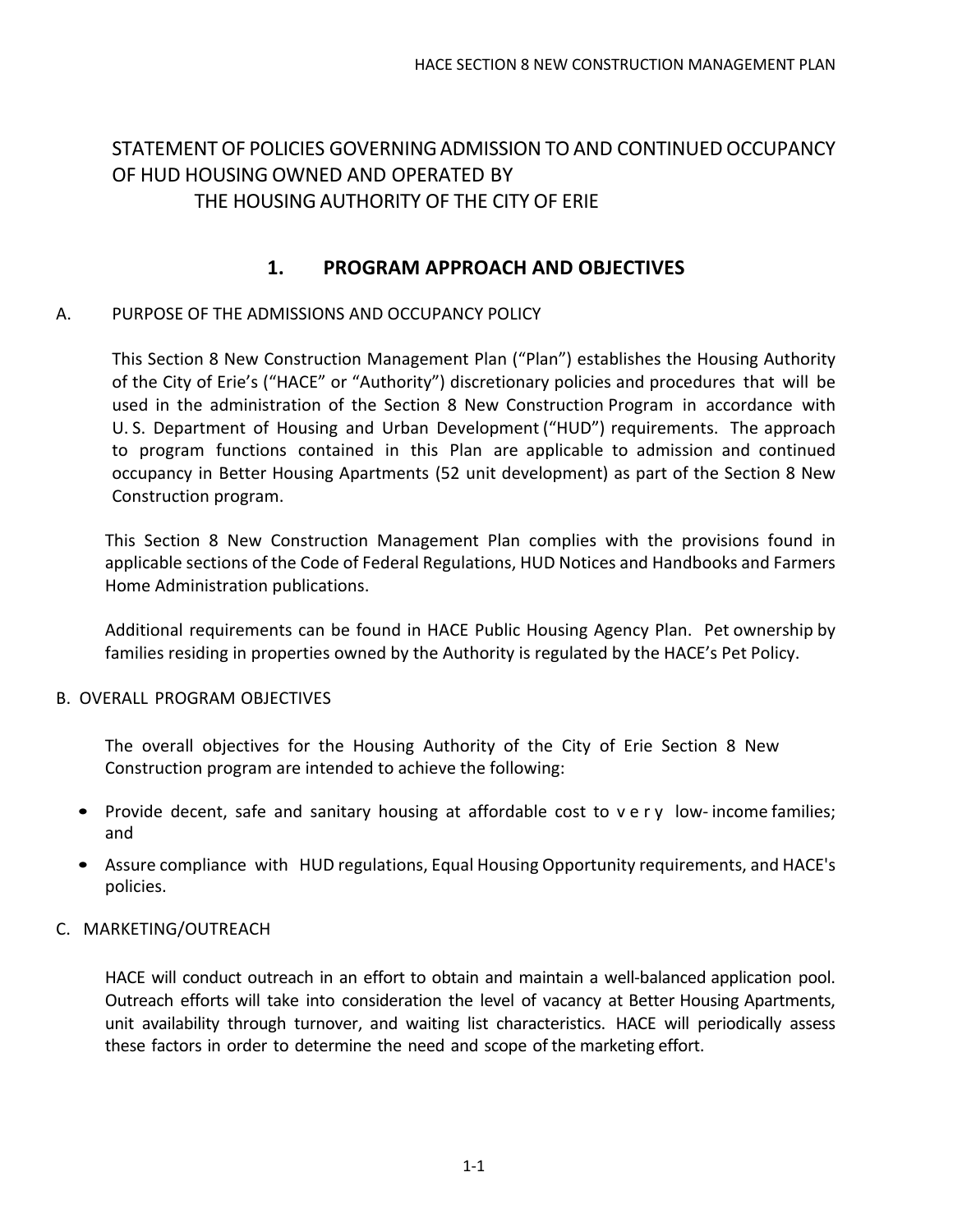# STATEMENT OF POLICIES GOVERNING ADMISSION TO AND CONTINUED OCCUPANCY OF HUD HOUSING OWNED AND OPERATED BY THE HOUSING AUTHORITY OF THE CITY OF ERIE

## 1. PROGRAM APPROACH AND OBJECTIVES

### A. PURPOSE OF THE ADMISSIONS AND OCCUPANCY POLICY

This Section 8 New Construction Management Plan ("Plan") establishes the Housing Authority of the City of Erie's ("HACE" or "Authority") discretionary policies and procedures that will be used in the administration of the Section 8 New Construction Program in accordance with U. S. Department of Housing and Urban Development ("HUD") requirements. The approach to program functions contained in this Plan are applicable to admission and continued occupancy in Better Housing Apartments (52 unit development) as part of the Section 8 New Construction program.

This Section 8 New Construction Management Plan complies with the provisions found in applicable sections of the Code of Federal Regulations, HUD Notices and Handbooks and Farmers Home Administration publications.

Additional requirements can be found in HACE Public Housing Agency Plan. Pet ownership by families residing in properties owned by the Authority is regulated by the HACE's Pet Policy.

### B. OVERALL PROGRAM OBJECTIVES

The overall objectives for the Housing Authority of the City of Erie Section 8 New Construction program are intended to achieve the following:

- Provide decent, safe and sanitary housing at affordable cost to very low-income families; and
- Assure compliance with HUD regulations, Equal Housing Opportunity requirements, and HACE's policies.

### C. MARKETING/OUTREACH

HACE will conduct outreach in an effort to obtain and maintain a well-balanced application pool. Outreach efforts will take into consideration the level of vacancy at Better Housing Apartments, unit availability through turnover, and waiting list characteristics. HACE will periodically assess these factors in order to determine the need and scope of the marketing effort.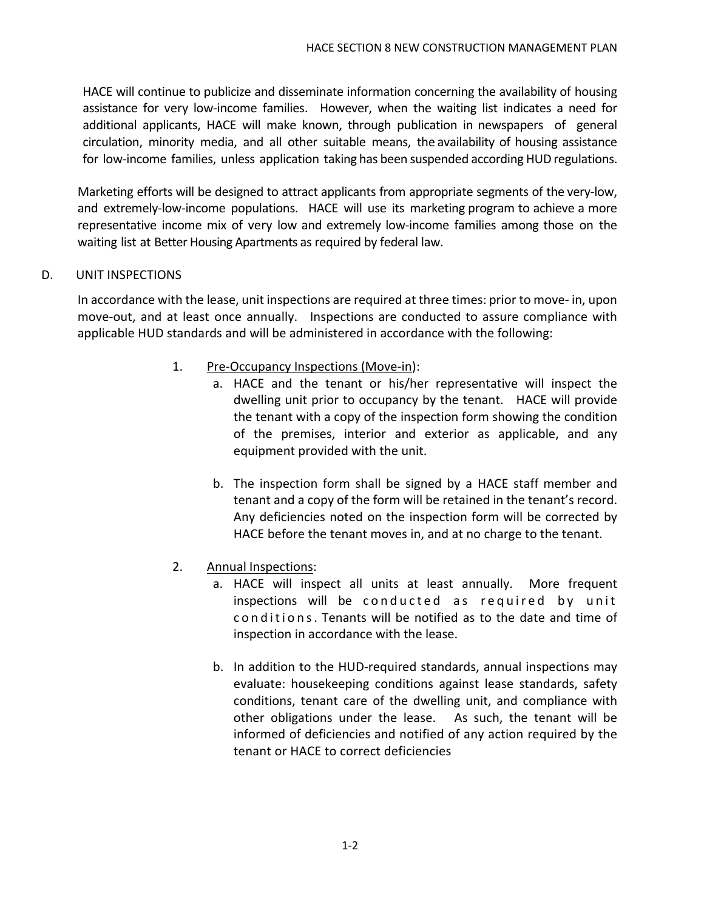HACE will continue to publicize and disseminate information concerning the availability of housing assistance for very low-income families. However, when the waiting list indicates a need for additional applicants, HACE will make known, through publication in newspapers of general circulation, minority media, and all other suitable means, the availability of housing assistance for low-income families, unless application taking has been suspended according HUD regulations.

Marketing efforts will be designed to attract applicants from appropriate segments of the very-low, and extremely-low-income populations. HACE will use its marketing program to achieve a more representative income mix of very low and extremely low-income families among those on the waiting list at Better Housing Apartments as required by federal law.

## D. UNIT INSPECTIONS

In accordance with the lease, unit inspections are required at three times: prior to move- in, upon move-out, and at least once annually. Inspections are conducted to assure compliance with applicable HUD standards and will be administered in accordance with the following:

1. Pre-Occupancy Inspections (Move-in):
   a. HACE and the tenant or his/her representative will inspect the dwelling unit prior to occupancy by the tenant. HACE will provide the tenant with a copy of the inspection form showing the condition of the premises, interior and exterior as applicable, and any equipment provided with the unit.

   b. The inspection form shall be signed by a HACE staff member and tenant and a copy of the form will be retained in the tenant's record. Any deficiencies noted on the inspection form will be corrected by HACE before the tenant moves in, and at no charge to the tenant.

2. Annual Inspections:
   a. HACE will inspect all units at least annually. More frequent inspections will be conducted as required by unit conditions. Tenants will be notified as to the date and time of inspection in accordance with the lease.

   b. In addition to the HUD-required standards, annual inspections may evaluate: housekeeping conditions against lease standards, safety conditions, tenant care of the dwelling unit, and compliance with other obligations under the lease. As such, the tenant will be informed of deficiencies and notified of any action required by the tenant or HACE to correct deficiencies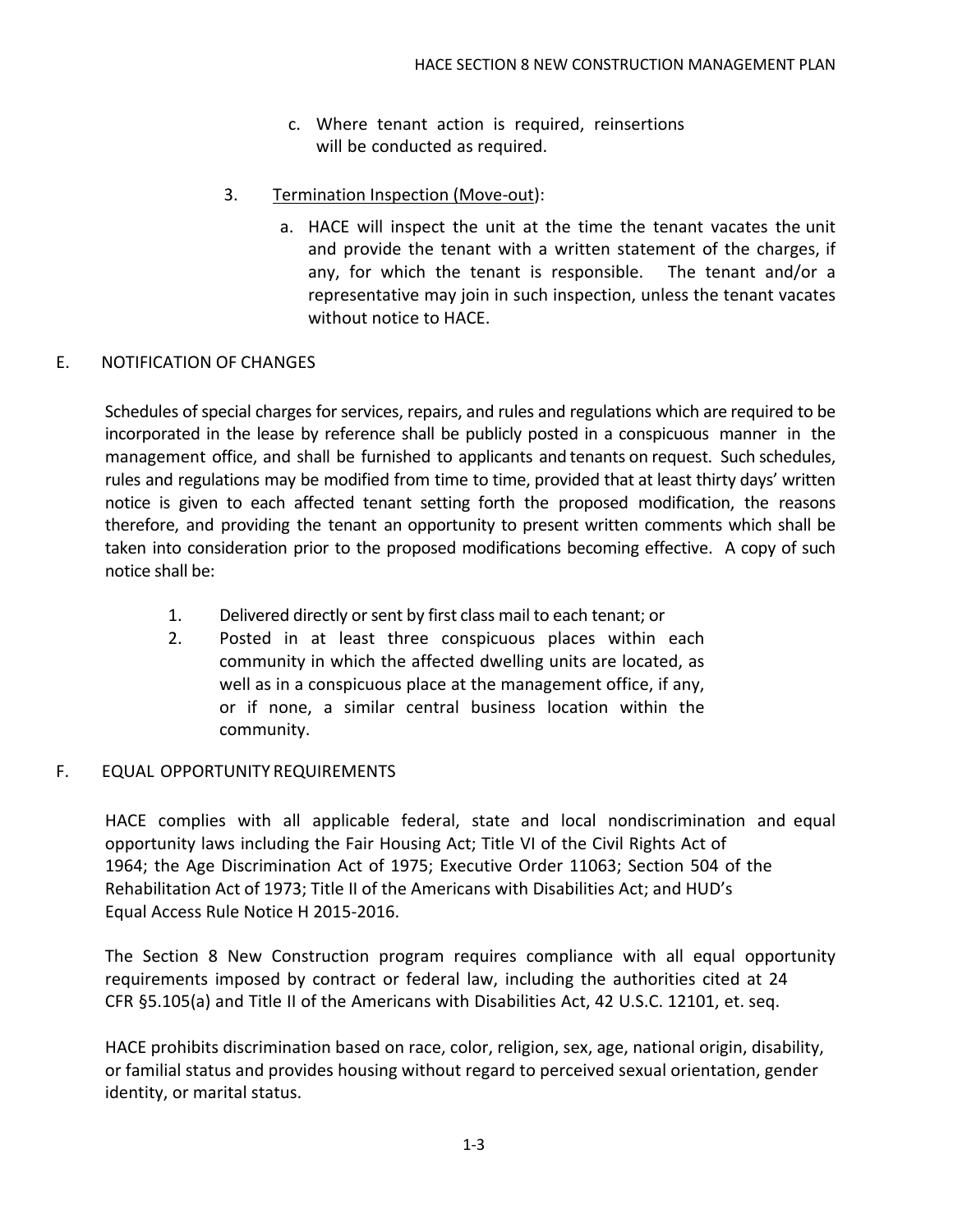c. Where tenant action is required, reinsertions will be conducted as required.

3. Termination Inspection (Move-out):

   a. HACE will inspect the unit at the time the tenant vacates the unit and provide the tenant with a written statement of the charges, if any, for which the tenant is responsible. The tenant and/or a representative may join in such inspection, unless the tenant vacates without notice to HACE.

## E. NOTIFICATION OF CHANGES

Schedules of special charges for services, repairs, and rules and regulations which are required to be incorporated in the lease by reference shall be publicly posted in a conspicuous manner in the management office, and shall be furnished to applicants and tenants on request. Such schedules, rules and regulations may be modified from time to time, provided that at least thirty days' written notice is given to each affected tenant setting forth the proposed modification, the reasons therefore, and providing the tenant an opportunity to present written comments which shall be taken into consideration prior to the proposed modifications becoming effective. A copy of such notice shall be:

1. Delivered directly or sent by first class mail to each tenant; or
2. Posted in at least three conspicuous places within each community in which the affected dwelling units are located, as well as in a conspicuous place at the management office, if any, or if none, a similar central business location within the community.

## F. EQUAL OPPORTUNITY REQUIREMENTS

HACE complies with all applicable federal, state and local nondiscrimination and equal opportunity laws including the Fair Housing Act; Title VI of the Civil Rights Act of 1964; the Age Discrimination Act of 1975; Executive Order 11063; Section 504 of the Rehabilitation Act of 1973; Title II of the Americans with Disabilities Act; and HUD's Equal Access Rule Notice H 2015-2016.

The Section 8 New Construction program requires compliance with all equal opportunity requirements imposed by contract or federal law, including the authorities cited at 24 CFR §5.105(a) and Title II of the Americans with Disabilities Act, 42 U.S.C. 12101, et. seq.

HACE prohibits discrimination based on race, color, religion, sex, age, national origin, disability, or familial status and provides housing without regard to perceived sexual orientation, gender identity, or marital status.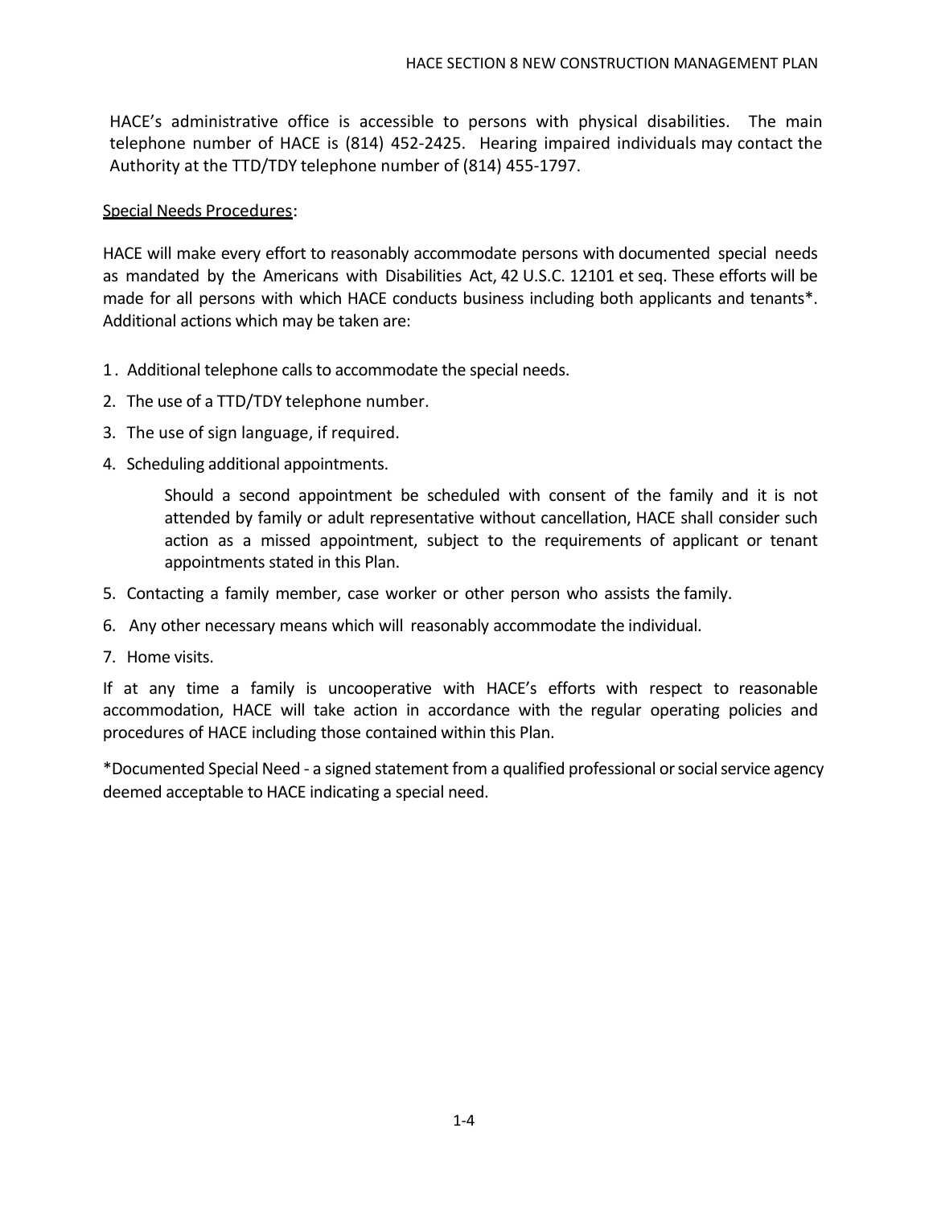HACE's administrative office is accessible to persons with physical disabilities. The main telephone number of HACE is (814) 452-2425. Hearing impaired individuals may contact the Authority at the TTD/TDY telephone number of (814) 455-1797.

<u>Special Needs Procedures</u>:

HACE will make every effort to reasonably accommodate persons with documented special needs as mandated by the Americans with Disabilities Act, 42 U.S.C. 12101 et seq. These efforts will be made for all persons with which HACE conducts business including both applicants and tenants*. Additional actions which may be taken are:

1. Additional telephone calls to accommodate the special needs.
2. The use of a TTD/TDY telephone number.
3. The use of sign language, if required.
4. Scheduling additional appointments.

   Should a second appointment be scheduled with consent of the family and it is not attended by family or adult representative without cancellation, HACE shall consider such action as a missed appointment, subject to the requirements of applicant or tenant appointments stated in this Plan.

5. Contacting a family member, case worker or other person who assists the family.
6. Any other necessary means which will reasonably accommodate the individual.
7. Home visits.

If at any time a family is uncooperative with HACE's efforts with respect to reasonable accommodation, HACE will take action in accordance with the regular operating policies and procedures of HACE including those contained within this Plan.

*Documented Special Need - a signed statement from a qualified professional or social service agency deemed acceptable to HACE indicating a special need.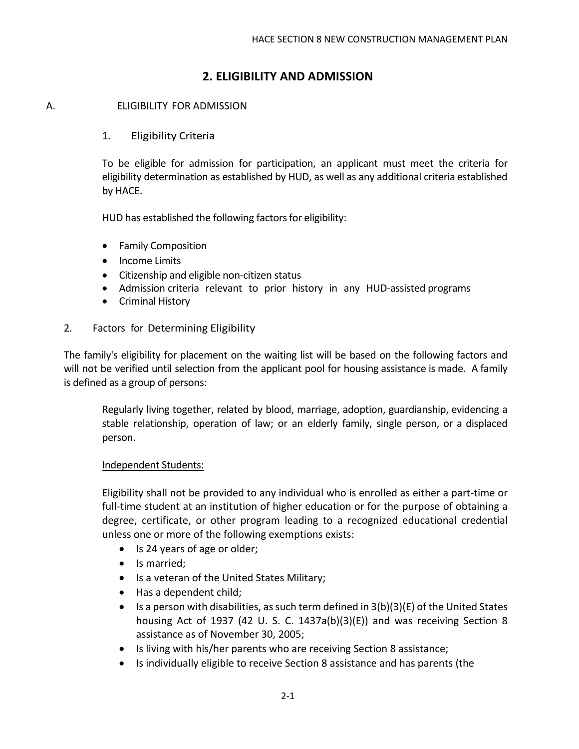## 2. ELIGIBILITY AND ADMISSION

### A. ELIGIBILITY FOR ADMISSION

#### 1. Eligibility Criteria

To be eligible for admission for participation, an applicant must meet the criteria for eligibility determination as established by HUD, as well as any additional criteria established by HACE.

HUD has established the following factors for eligibility:

- Family Composition
- Income Limits
- Citizenship and eligible non-citizen status
- Admission criteria relevant to prior history in any HUD-assisted programs
- Criminal History

#### 2. Factors for Determining Eligibility

The family's eligibility for placement on the waiting list will be based on the following factors and will not be verified until selection from the applicant pool for housing assistance is made. A family is defined as a group of persons:

Regularly living together, related by blood, marriage, adoption, guardianship, evidencing a stable relationship, operation of law; or an elderly family, single person, or a displaced person.

<u>Independent Students:</u>

Eligibility shall not be provided to any individual who is enrolled as either a part-time or full-time student at an institution of higher education or for the purpose of obtaining a degree, certificate, or other program leading to a recognized educational credential unless one or more of the following exemptions exists:

- Is 24 years of age or older;
- Is married;
- Is a veteran of the United States Military;
- Has a dependent child;
- Is a person with disabilities, as such term defined in 3(b)(3)(E) of the United States housing Act of 1937 (42 U. S. C. 1437a(b)(3)(E)) and was receiving Section 8 assistance as of November 30, 2005;
- Is living with his/her parents who are receiving Section 8 assistance;
- Is individually eligible to receive Section 8 assistance and has parents (the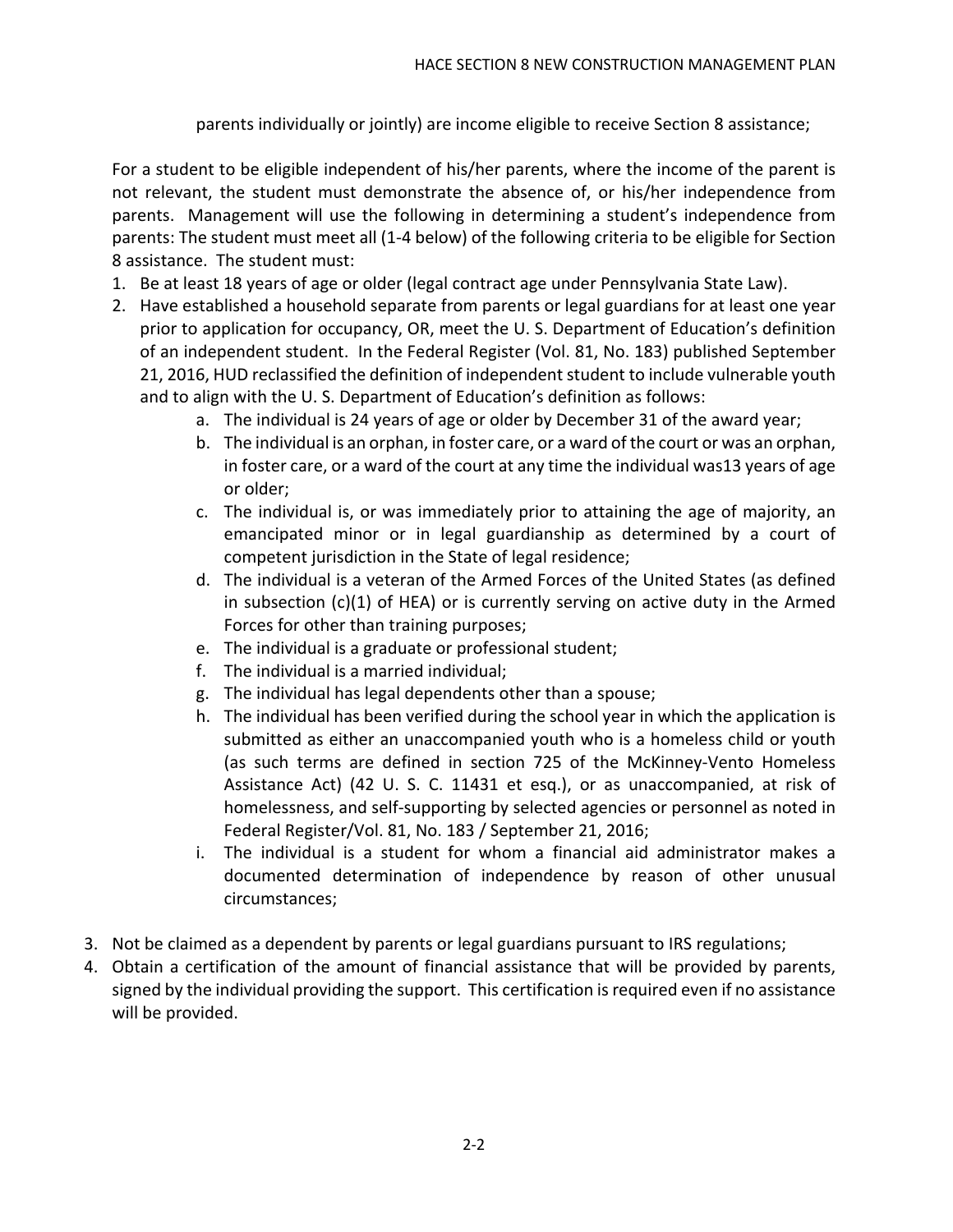parents individually or jointly) are income eligible to receive Section 8 assistance;

For a student to be eligible independent of his/her parents, where the income of the parent is not relevant, the student must demonstrate the absence of, or his/her independence from parents. Management will use the following in determining a student's independence from parents: The student must meet all (1-4 below) of the following criteria to be eligible for Section 8 assistance. The student must:

1. Be at least 18 years of age or older (legal contract age under Pennsylvania State Law).
2. Have established a household separate from parents or legal guardians for at least one year prior to application for occupancy, OR, meet the U. S. Department of Education's definition of an independent student. In the Federal Register (Vol. 81, No. 183) published September 21, 2016, HUD reclassified the definition of independent student to include vulnerable youth and to align with the U. S. Department of Education's definition as follows:
    a. The individual is 24 years of age or older by December 31 of the award year;
    b. The individual is an orphan, in foster care, or a ward of the court or was an orphan, in foster care, or a ward of the court at any time the individual was13 years of age or older;
    c. The individual is, or was immediately prior to attaining the age of majority, an emancipated minor or in legal guardianship as determined by a court of competent jurisdiction in the State of legal residence;
    d. The individual is a veteran of the Armed Forces of the United States (as defined in subsection (c)(1) of HEA) or is currently serving on active duty in the Armed Forces for other than training purposes;
    e. The individual is a graduate or professional student;
    f. The individual is a married individual;
    g. The individual has legal dependents other than a spouse;
    h. The individual has been verified during the school year in which the application is submitted as either an unaccompanied youth who is a homeless child or youth (as such terms are defined in section 725 of the McKinney-Vento Homeless Assistance Act) (42 U. S. C. 11431 et esq.), or as unaccompanied, at risk of homelessness, and self-supporting by selected agencies or personnel as noted in Federal Register/Vol. 81, No. 183 / September 21, 2016;
    i. The individual is a student for whom a financial aid administrator makes a documented determination of independence by reason of other unusual circumstances;
3. Not be claimed as a dependent by parents or legal guardians pursuant to IRS regulations;
4. Obtain a certification of the amount of financial assistance that will be provided by parents, signed by the individual providing the support. This certification is required even if no assistance will be provided.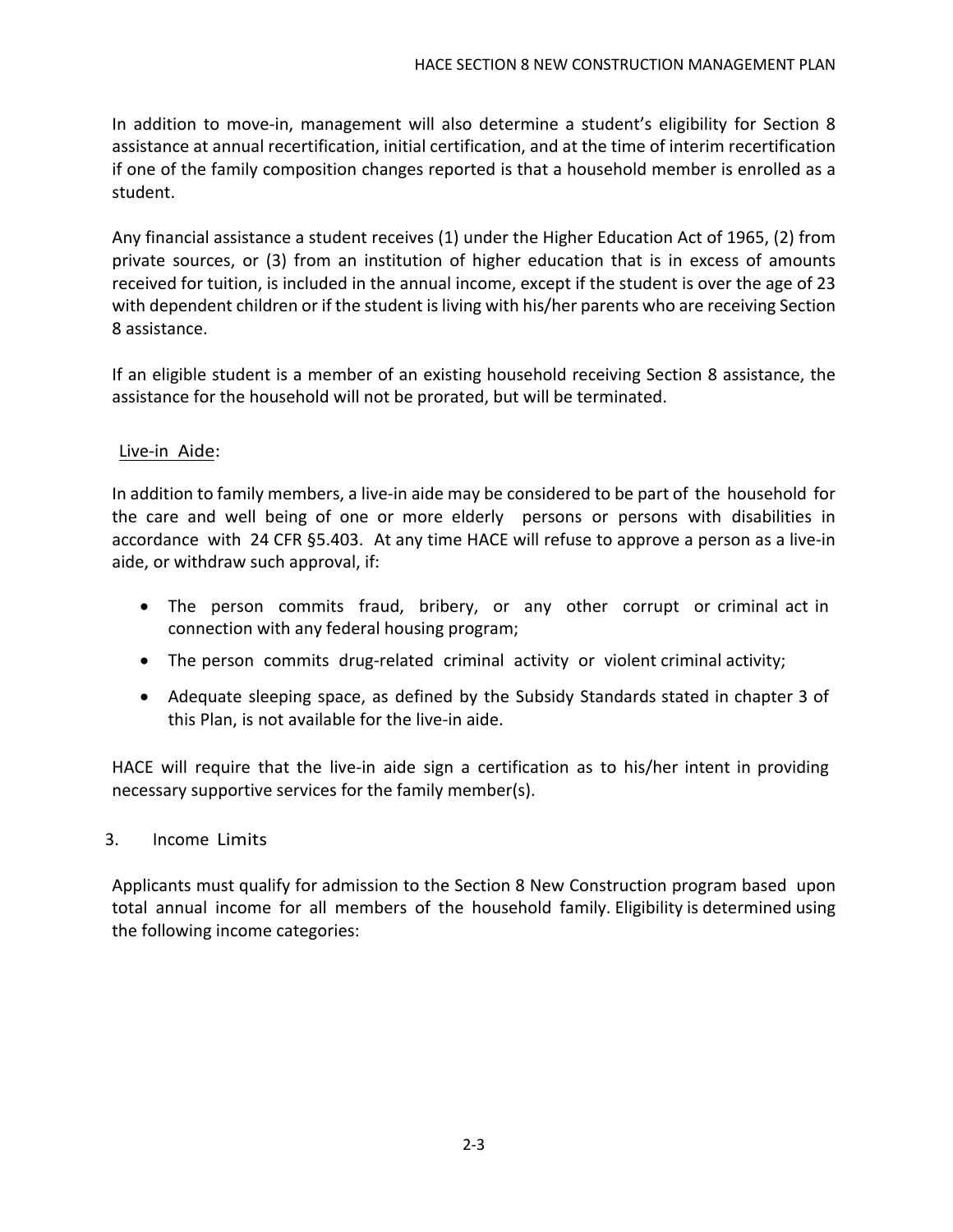In addition to move-in, management will also determine a student's eligibility for Section 8 assistance at annual recertification, initial certification, and at the time of interim recertification if one of the family composition changes reported is that a household member is enrolled as a student.

Any financial assistance a student receives (1) under the Higher Education Act of 1965, (2) from private sources, or (3) from an institution of higher education that is in excess of amounts received for tuition, is included in the annual income, except if the student is over the age of 23 with dependent children or if the student is living with his/her parents who are receiving Section 8 assistance.

If an eligible student is a member of an existing household receiving Section 8 assistance, the assistance for the household will not be prorated, but will be terminated.

Live-in Aide:

In addition to family members, a live-in aide may be considered to be part of the household for the care and well being of one or more elderly persons or persons with disabilities in accordance with 24 CFR §5.403. At any time HACE will refuse to approve a person as a live-in aide, or withdraw such approval, if:

- The person commits fraud, bribery, or any other corrupt or criminal act in connection with any federal housing program;
- The person commits drug-related criminal activity or violent criminal activity;
- Adequate sleeping space, as defined by the Subsidy Standards stated in chapter 3 of this Plan, is not available for the live-in aide.

HACE will require that the live-in aide sign a certification as to his/her intent in providing necessary supportive services for the family member(s).

## 3. Income Limits

Applicants must qualify for admission to the Section 8 New Construction program based upon total annual income for all members of the household family. Eligibility is determined using the following income categories: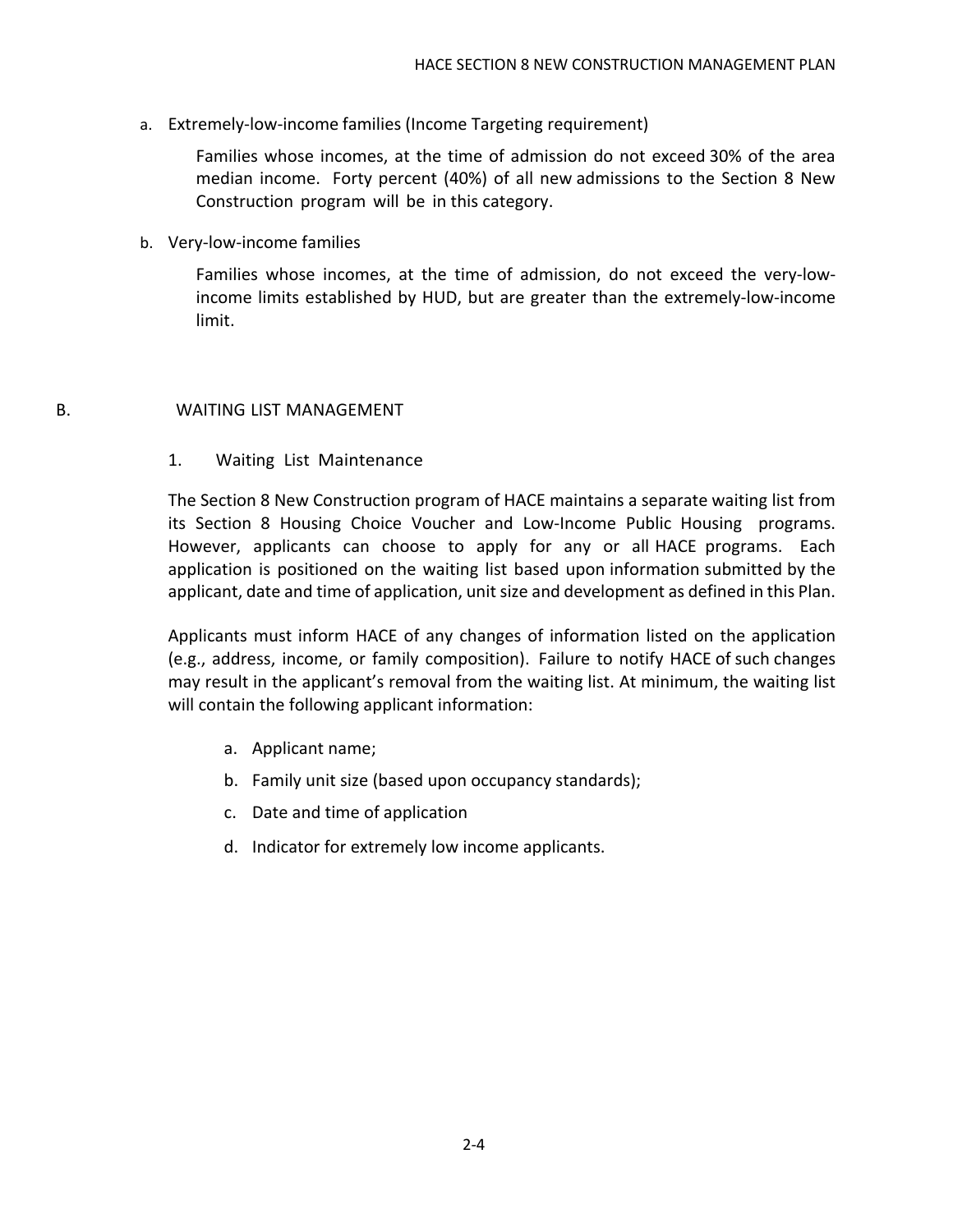a. Extremely-low-income families (Income Targeting requirement)

   Families whose incomes, at the time of admission do not exceed 30% of the area median income. Forty percent (40%) of all new admissions to the Section 8 New Construction program will be in this category.

b. Very-low-income families

   Families whose incomes, at the time of admission, do not exceed the very-low-income limits established by HUD, but are greater than the extremely-low-income limit.

## B. WAITING LIST MANAGEMENT

### 1. Waiting List Maintenance

The Section 8 New Construction program of HACE maintains a separate waiting list from its Section 8 Housing Choice Voucher and Low-Income Public Housing programs. However, applicants can choose to apply for any or all HACE programs. Each application is positioned on the waiting list based upon information submitted by the applicant, date and time of application, unit size and development as defined in this Plan.

Applicants must inform HACE of any changes of information listed on the application (e.g., address, income, or family composition). Failure to notify HACE of such changes may result in the applicant's removal from the waiting list. At minimum, the waiting list will contain the following applicant information:

a. Applicant name;
b. Family unit size (based upon occupancy standards);
c. Date and time of application
d. Indicator for extremely low income applicants.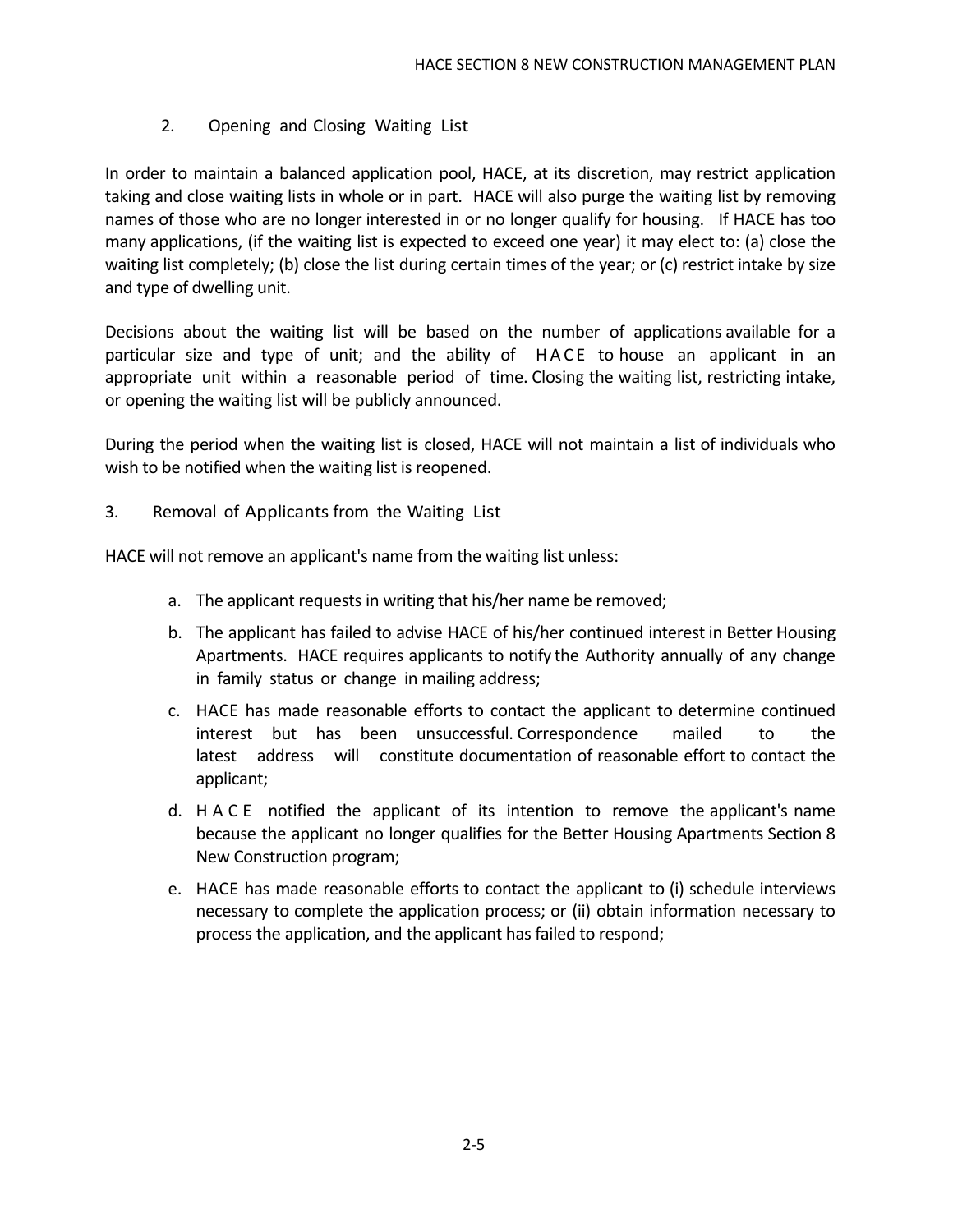### 2. Opening and Closing Waiting List

In order to maintain a balanced application pool, HACE, at its discretion, may restrict application taking and close waiting lists in whole or in part. HACE will also purge the waiting list by removing names of those who are no longer interested in or no longer qualify for housing. If HACE has too many applications, (if the waiting list is expected to exceed one year) it may elect to: (a) close the waiting list completely; (b) close the list during certain times of the year; or (c) restrict intake by size and type of dwelling unit.

Decisions about the waiting list will be based on the number of applications available for a particular size and type of unit; and the ability of HACE to house an applicant in an appropriate unit within a reasonable period of time. Closing the waiting list, restricting intake, or opening the waiting list will be publicly announced.

During the period when the waiting list is closed, HACE will not maintain a list of individuals who wish to be notified when the waiting list is reopened.

### 3. Removal of Applicants from the Waiting List

HACE will not remove an applicant's name from the waiting list unless:

a. The applicant requests in writing that his/her name be removed;

b. The applicant has failed to advise HACE of his/her continued interest in Better Housing Apartments. HACE requires applicants to notify the Authority annually of any change in family status or change in mailing address;

c. HACE has made reasonable efforts to contact the applicant to determine continued interest but has been unsuccessful. Correspondence mailed to the latest address will constitute documentation of reasonable effort to contact the applicant;

d. HACE notified the applicant of its intention to remove the applicant's name because the applicant no longer qualifies for the Better Housing Apartments Section 8 New Construction program;

e. HACE has made reasonable efforts to contact the applicant to (i) schedule interviews necessary to complete the application process; or (ii) obtain information necessary to process the application, and the applicant has failed to respond;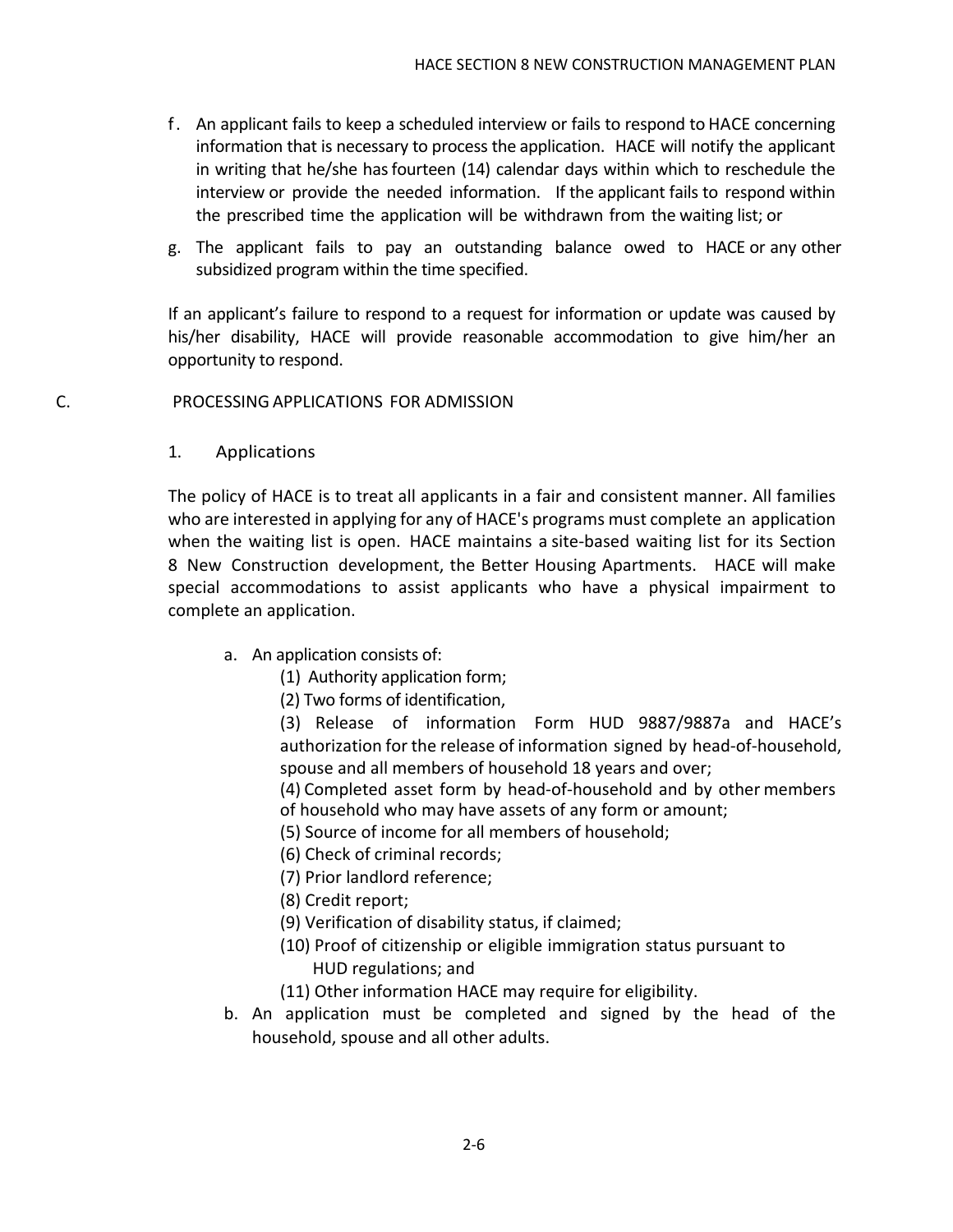f. An applicant fails to keep a scheduled interview or fails to respond to HACE concerning information that is necessary to process the application. HACE will notify the applicant in writing that he/she has fourteen (14) calendar days within which to reschedule the interview or provide the needed information. If the applicant fails to respond within the prescribed time the application will be withdrawn from the waiting list; or

g. The applicant fails to pay an outstanding balance owed to HACE or any other subsidized program within the time specified.

If an applicant's failure to respond to a request for information or update was caused by his/her disability, HACE will provide reasonable accommodation to give him/her an opportunity to respond.

## C. PROCESSING APPLICATIONS FOR ADMISSION

### 1. Applications

The policy of HACE is to treat all applicants in a fair and consistent manner. All families who are interested in applying for any of HACE's programs must complete an application when the waiting list is open. HACE maintains a site-based waiting list for its Section 8 New Construction development, the Better Housing Apartments. HACE will make special accommodations to assist applicants who have a physical impairment to complete an application.

a. An application consists of:

(1) Authority application form;

(2) Two forms of identification,

(3) Release of information Form HUD 9887/9887a and HACE's authorization for the release of information signed by head-of-household, spouse and all members of household 18 years and over;

(4) Completed asset form by head-of-household and by other members of household who may have assets of any form or amount;

(5) Source of income for all members of household;

(6) Check of criminal records;

(7) Prior landlord reference;

(8) Credit report;

(9) Verification of disability status, if claimed;

(10) Proof of citizenship or eligible immigration status pursuant to HUD regulations; and

(11) Other information HACE may require for eligibility.

b. An application must be completed and signed by the head of the household, spouse and all other adults.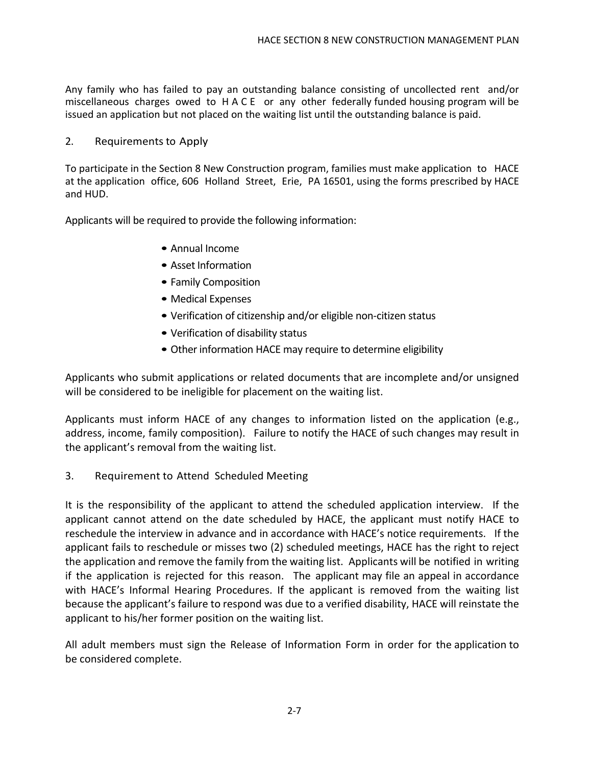Any family who has failed to pay an outstanding balance consisting of uncollected rent and/or miscellaneous charges owed to HACE or any other federally funded housing program will be issued an application but not placed on the waiting list until the outstanding balance is paid.

## 2. Requirements to Apply

To participate in the Section 8 New Construction program, families must make application to HACE at the application office, 606 Holland Street, Erie, PA 16501, using the forms prescribed by HACE and HUD.

Applicants will be required to provide the following information:

- Annual Income
- Asset Information
- Family Composition
- Medical Expenses
- Verification of citizenship and/or eligible non-citizen status
- Verification of disability status
- Other information HACE may require to determine eligibility

Applicants who submit applications or related documents that are incomplete and/or unsigned will be considered to be ineligible for placement on the waiting list.

Applicants must inform HACE of any changes to information listed on the application (e.g., address, income, family composition). Failure to notify the HACE of such changes may result in the applicant's removal from the waiting list.

## 3. Requirement to Attend Scheduled Meeting

It is the responsibility of the applicant to attend the scheduled application interview. If the applicant cannot attend on the date scheduled by HACE, the applicant must notify HACE to reschedule the interview in advance and in accordance with HACE's notice requirements. If the applicant fails to reschedule or misses two (2) scheduled meetings, HACE has the right to reject the application and remove the family from the waiting list. Applicants will be notified in writing if the application is rejected for this reason. The applicant may file an appeal in accordance with HACE's Informal Hearing Procedures. If the applicant is removed from the waiting list because the applicant's failure to respond was due to a verified disability, HACE will reinstate the applicant to his/her former position on the waiting list.

All adult members must sign the Release of Information Form in order for the application to be considered complete.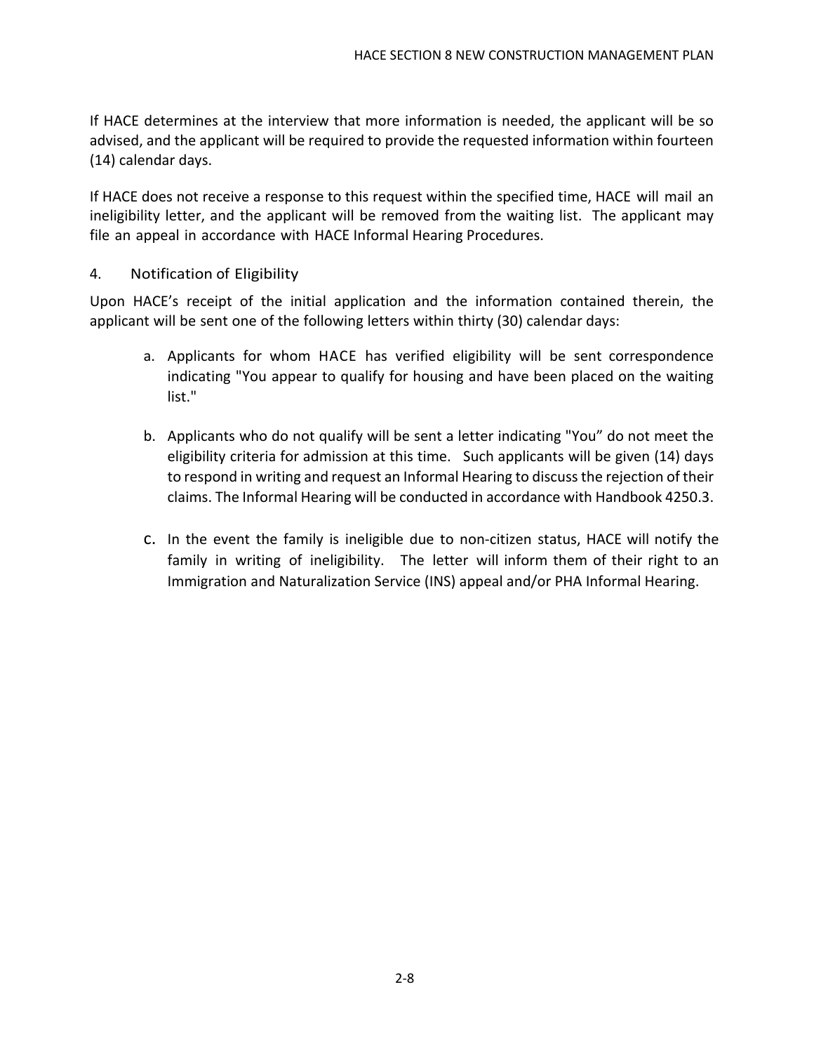If HACE determines at the interview that more information is needed, the applicant will be so advised, and the applicant will be required to provide the requested information within fourteen (14) calendar days.

If HACE does not receive a response to this request within the specified time, HACE will mail an ineligibility letter, and the applicant will be removed from the waiting list. The applicant may file an appeal in accordance with HACE Informal Hearing Procedures.

### 4. Notification of Eligibility

Upon HACE's receipt of the initial application and the information contained therein, the applicant will be sent one of the following letters within thirty (30) calendar days:

a. Applicants for whom HACE has verified eligibility will be sent correspondence indicating "You appear to qualify for housing and have been placed on the waiting list."

b. Applicants who do not qualify will be sent a letter indicating "You" do not meet the eligibility criteria for admission at this time. Such applicants will be given (14) days to respond in writing and request an Informal Hearing to discuss the rejection of their claims. The Informal Hearing will be conducted in accordance with Handbook 4250.3.

c. In the event the family is ineligible due to non-citizen status, HACE will notify the family in writing of ineligibility. The letter will inform them of their right to an Immigration and Naturalization Service (INS) appeal and/or PHA Informal Hearing.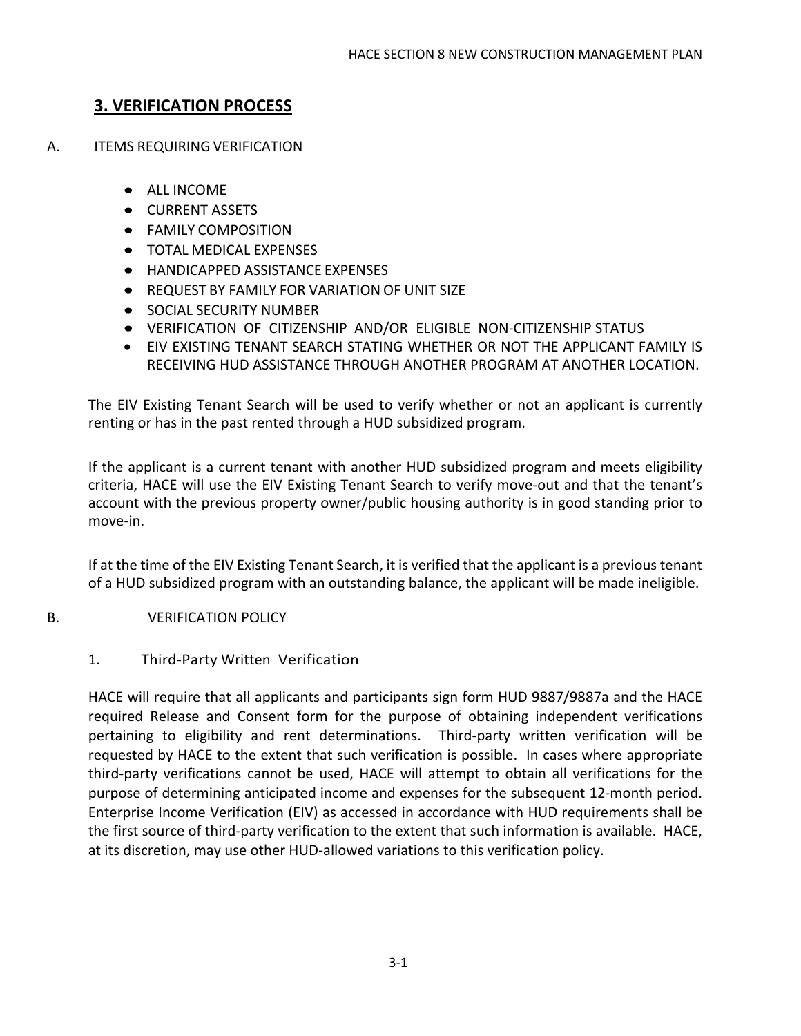## 3. VERIFICATION PROCESS

A. ITEMS REQUIRING VERIFICATION

- ALL INCOME
- CURRENT ASSETS
- FAMILY COMPOSITION
- TOTAL MEDICAL EXPENSES
- HANDICAPPED ASSISTANCE EXPENSES
- REQUEST BY FAMILY FOR VARIATION OF UNIT SIZE
- SOCIAL SECURITY NUMBER
- VERIFICATION OF CITIZENSHIP AND/OR ELIGIBLE NON-CITIZENSHIP STATUS
- EIV EXISTING TENANT SEARCH STATING WHETHER OR NOT THE APPLICANT FAMILY IS RECEIVING HUD ASSISTANCE THROUGH ANOTHER PROGRAM AT ANOTHER LOCATION.

The EIV Existing Tenant Search will be used to verify whether or not an applicant is currently renting or has in the past rented through a HUD subsidized program.

If the applicant is a current tenant with another HUD subsidized program and meets eligibility criteria, HACE will use the EIV Existing Tenant Search to verify move-out and that the tenant's account with the previous property owner/public housing authority is in good standing prior to move-in.

If at the time of the EIV Existing Tenant Search, it is verified that the applicant is a previous tenant of a HUD subsidized program with an outstanding balance, the applicant will be made ineligible.

B. VERIFICATION POLICY

1. Third-Party Written Verification

HACE will require that all applicants and participants sign form HUD 9887/9887a and the HACE required Release and Consent form for the purpose of obtaining independent verifications pertaining to eligibility and rent determinations. Third-party written verification will be requested by HACE to the extent that such verification is possible. In cases where appropriate third-party verifications cannot be used, HACE will attempt to obtain all verifications for the purpose of determining anticipated income and expenses for the subsequent 12-month period. Enterprise Income Verification (EIV) as accessed in accordance with HUD requirements shall be the first source of third-party verification to the extent that such information is available. HACE, at its discretion, may use other HUD-allowed variations to this verification policy.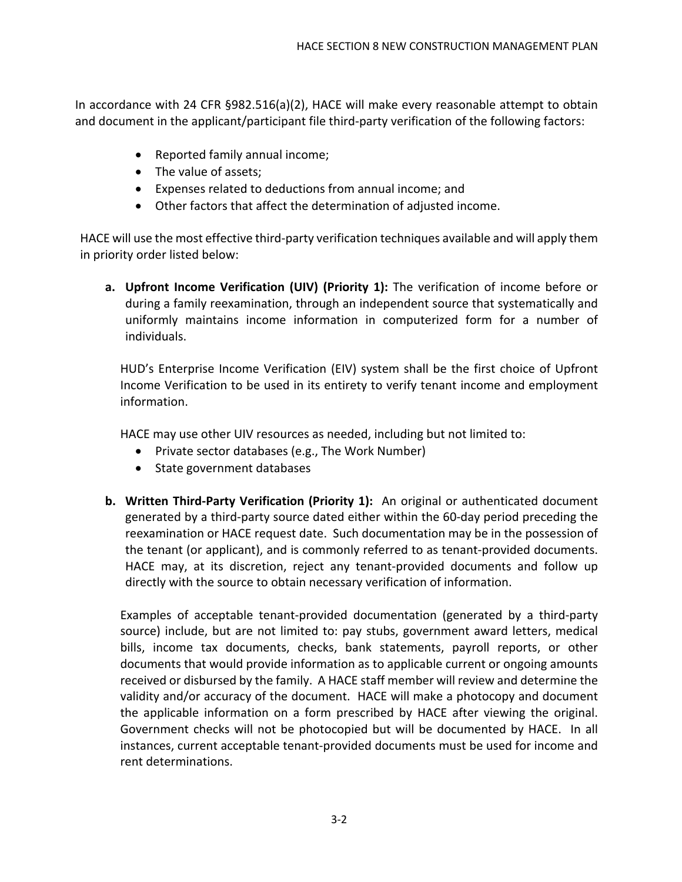In accordance with 24 CFR §982.516(a)(2), HACE will make every reasonable attempt to obtain and document in the applicant/participant file third-party verification of the following factors:

- Reported family annual income;
- The value of assets;
- Expenses related to deductions from annual income; and
- Other factors that affect the determination of adjusted income.

HACE will use the most effective third-party verification techniques available and will apply them in priority order listed below:

a. **Upfront Income Verification (UIV) (Priority 1):** The verification of income before or during a family reexamination, through an independent source that systematically and uniformly maintains income information in computerized form for a number of individuals.

   HUD's Enterprise Income Verification (EIV) system shall be the first choice of Upfront Income Verification to be used in its entirety to verify tenant income and employment information.

   HACE may use other UIV resources as needed, including but not limited to:
   - Private sector databases (e.g., The Work Number)
   - State government databases

b. **Written Third-Party Verification (Priority 1):** An original or authenticated document generated by a third-party source dated either within the 60-day period preceding the reexamination or HACE request date. Such documentation may be in the possession of the tenant (or applicant), and is commonly referred to as tenant-provided documents. HACE may, at its discretion, reject any tenant-provided documents and follow up directly with the source to obtain necessary verification of information.

   Examples of acceptable tenant-provided documentation (generated by a third-party source) include, but are not limited to: pay stubs, government award letters, medical bills, income tax documents, checks, bank statements, payroll reports, or other documents that would provide information as to applicable current or ongoing amounts received or disbursed by the family. A HACE staff member will review and determine the validity and/or accuracy of the document. HACE will make a photocopy and document the applicable information on a form prescribed by HACE after viewing the original. Government checks will not be photocopied but will be documented by HACE. In all instances, current acceptable tenant-provided documents must be used for income and rent determinations.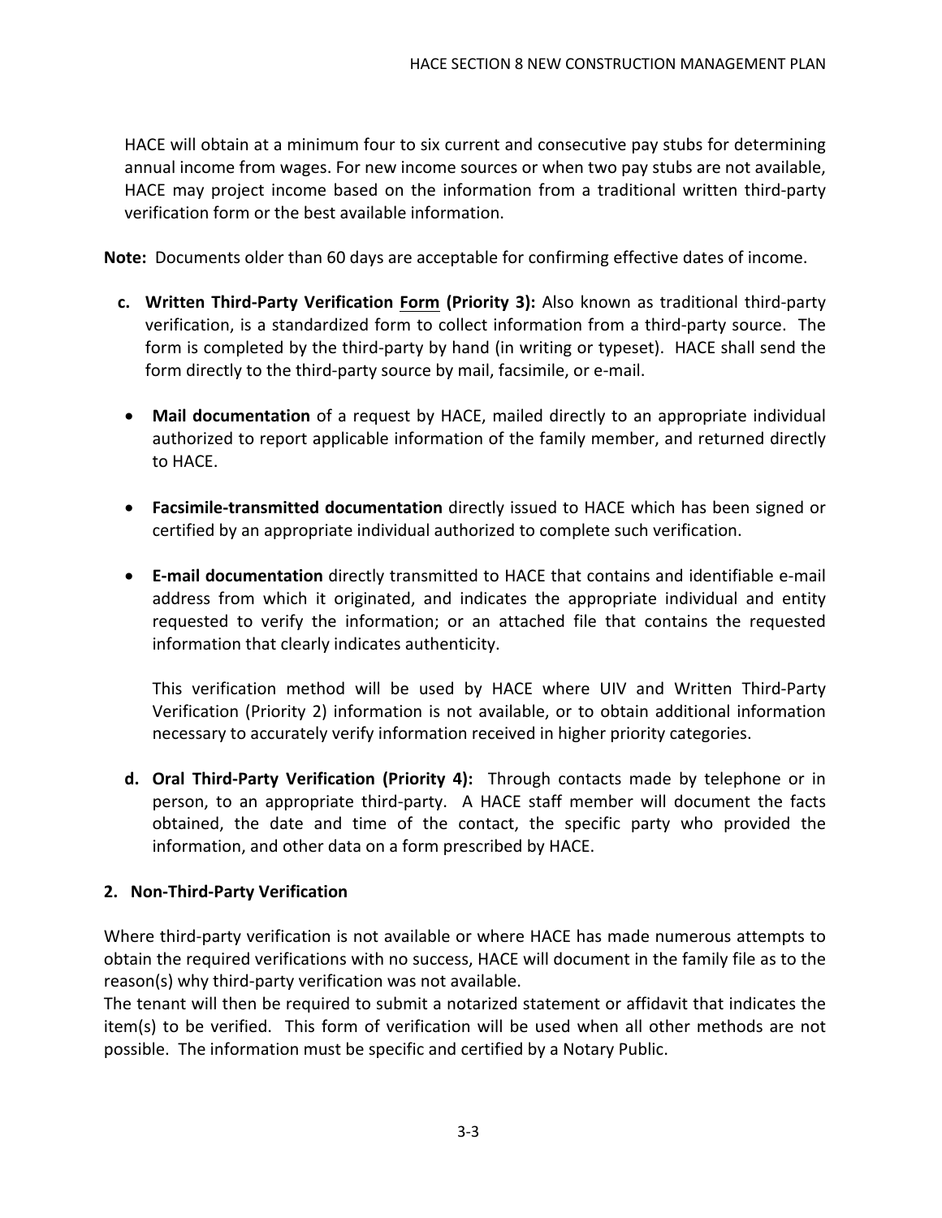HACE will obtain at a minimum four to six current and consecutive pay stubs for determining annual income from wages. For new income sources or when two pay stubs are not available, HACE may project income based on the information from a traditional written third-party verification form or the best available information.

**Note:** Documents older than 60 days are acceptable for confirming effective dates of income.

c. **Written Third-Party Verification Form (Priority 3):** Also known as traditional third-party verification, is a standardized form to collect information from a third-party source. The form is completed by the third-party by hand (in writing or typeset). HACE shall send the form directly to the third-party source by mail, facsimile, or e-mail.

- **Mail documentation** of a request by HACE, mailed directly to an appropriate individual authorized to report applicable information of the family member, and returned directly to HACE.

- **Facsimile-transmitted documentation** directly issued to HACE which has been signed or certified by an appropriate individual authorized to complete such verification.

- **E-mail documentation** directly transmitted to HACE that contains and identifiable e-mail address from which it originated, and indicates the appropriate individual and entity requested to verify the information; or an attached file that contains the requested information that clearly indicates authenticity.

  This verification method will be used by HACE where UIV and Written Third-Party Verification (Priority 2) information is not available, or to obtain additional information necessary to accurately verify information received in higher priority categories.

d. **Oral Third-Party Verification (Priority 4):** Through contacts made by telephone or in person, to an appropriate third-party. A HACE staff member will document the facts obtained, the date and time of the contact, the specific party who provided the information, and other data on a form prescribed by HACE.

## 2. Non-Third-Party Verification

Where third-party verification is not available or where HACE has made numerous attempts to obtain the required verifications with no success, HACE will document in the family file as to the reason(s) why third-party verification was not available.

The tenant will then be required to submit a notarized statement or affidavit that indicates the item(s) to be verified. This form of verification will be used when all other methods are not possible. The information must be specific and certified by a Notary Public.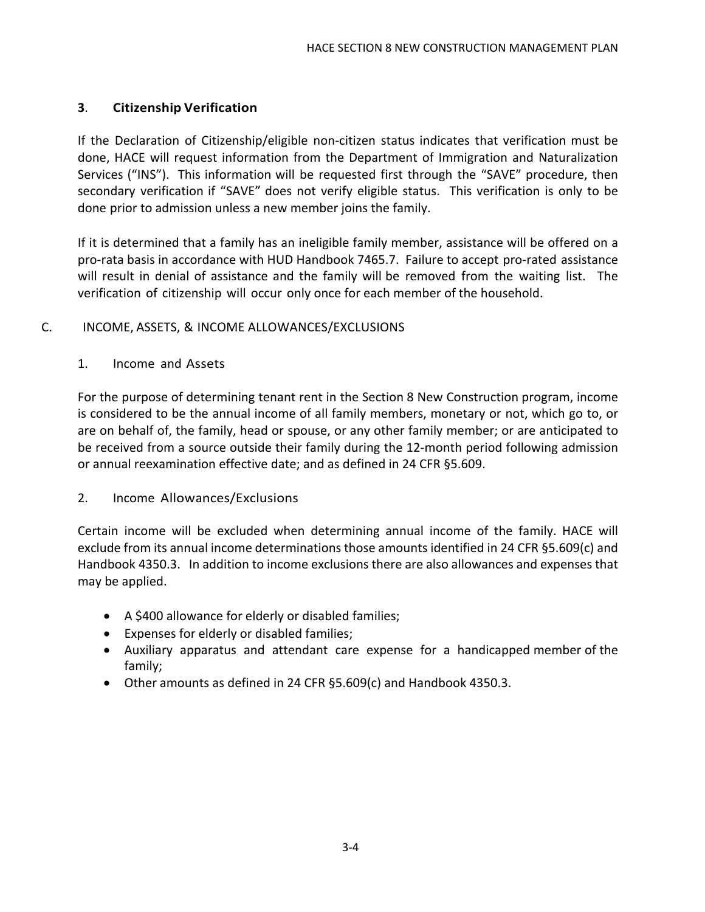### **3**. **Citizenship Verification**

If the Declaration of Citizenship/eligible non-citizen status indicates that verification must be done, HACE will request information from the Department of Immigration and Naturalization Services (“INS”). This information will be requested first through the “SAVE” procedure, then secondary verification if “SAVE” does not verify eligible status. This verification is only to be done prior to admission unless a new member joins the family.

If it is determined that a family has an ineligible family member, assistance will be offered on a pro-rata basis in accordance with HUD Handbook 7465.7. Failure to accept pro-rated assistance will result in denial of assistance and the family will be removed from the waiting list. The verification of citizenship will occur only once for each member of the household.

## C. INCOME, ASSETS, & INCOME ALLOWANCES/EXCLUSIONS

### 1. Income and Assets

For the purpose of determining tenant rent in the Section 8 New Construction program, income is considered to be the annual income of all family members, monetary or not, which go to, or are on behalf of, the family, head or spouse, or any other family member; or are anticipated to be received from a source outside their family during the 12-month period following admission or annual reexamination effective date; and as defined in 24 CFR §5.609.

### 2. Income Allowances/Exclusions

Certain income will be excluded when determining annual income of the family. HACE will exclude from its annual income determinations those amounts identified in 24 CFR §5.609(c) and Handbook 4350.3. In addition to income exclusions there are also allowances and expenses that may be applied.

- A $400 allowance for elderly or disabled families;
- Expenses for elderly or disabled families;
- Auxiliary apparatus and attendant care expense for a handicapped member of the family;
- Other amounts as defined in 24 CFR §5.609(c) and Handbook 4350.3.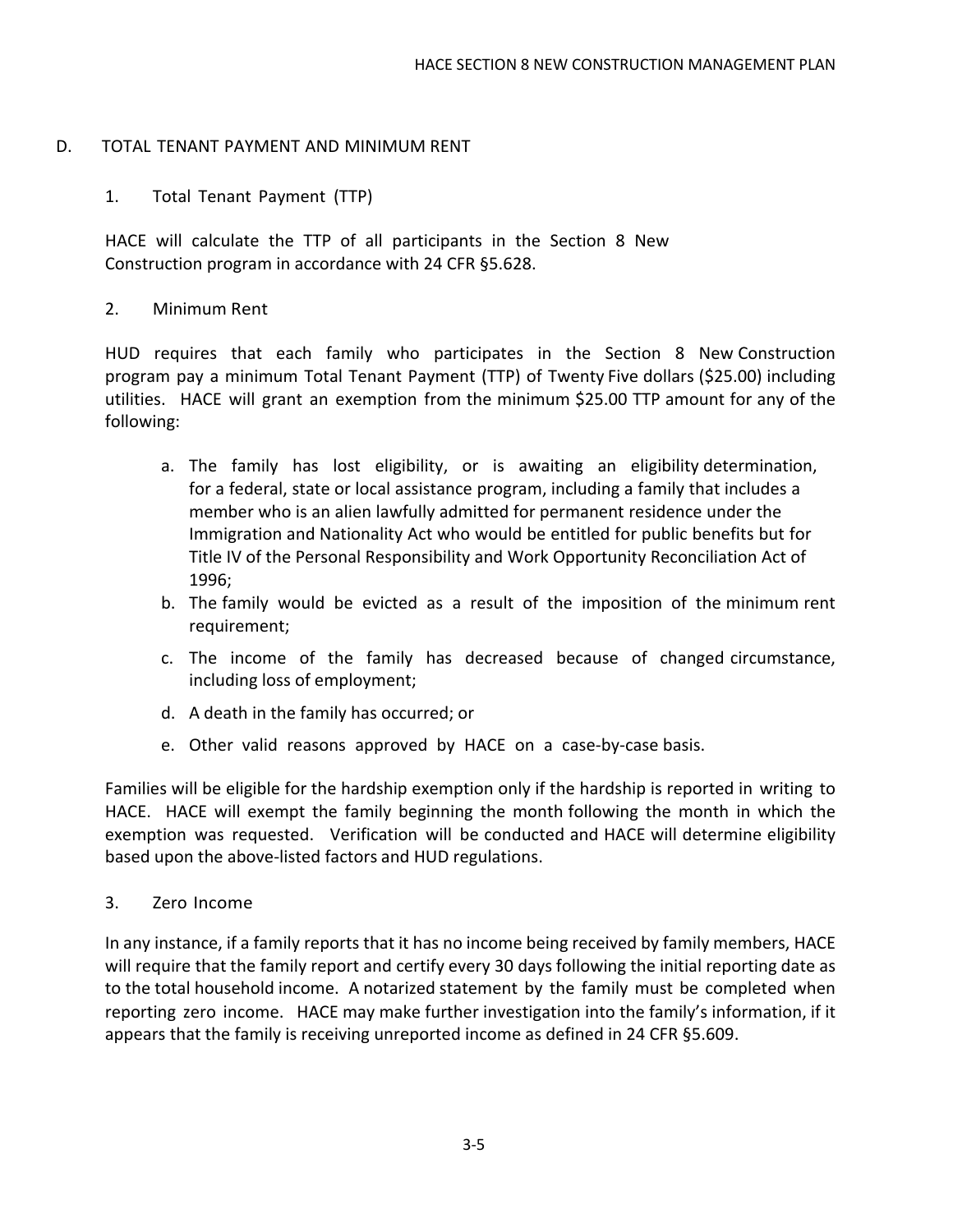## D. TOTAL TENANT PAYMENT AND MINIMUM RENT

### 1. Total Tenant Payment (TTP)

HACE will calculate the TTP of all participants in the Section 8 New Construction program in accordance with 24 CFR §5.628.

### 2. Minimum Rent

HUD requires that each family who participates in the Section 8 New Construction program pay a minimum Total Tenant Payment (TTP) of Twenty Five dollars ($25.00) including utilities. HACE will grant an exemption from the minimum $25.00 TTP amount for any of the following:

a. The family has lost eligibility, or is awaiting an eligibility determination, for a federal, state or local assistance program, including a family that includes a member who is an alien lawfully admitted for permanent residence under the Immigration and Nationality Act who would be entitled for public benefits but for Title IV of the Personal Responsibility and Work Opportunity Reconciliation Act of 1996;
b. The family would be evicted as a result of the imposition of the minimum rent requirement;
c. The income of the family has decreased because of changed circumstance, including loss of employment;
d. A death in the family has occurred; or
e. Other valid reasons approved by HACE on a case-by-case basis.

Families will be eligible for the hardship exemption only if the hardship is reported in writing to HACE. HACE will exempt the family beginning the month following the month in which the exemption was requested. Verification will be conducted and HACE will determine eligibility based upon the above-listed factors and HUD regulations.

### 3. Zero Income

In any instance, if a family reports that it has no income being received by family members, HACE will require that the family report and certify every 30 days following the initial reporting date as to the total household income. A notarized statement by the family must be completed when reporting zero income. HACE may make further investigation into the family's information, if it appears that the family is receiving unreported income as defined in 24 CFR §5.609.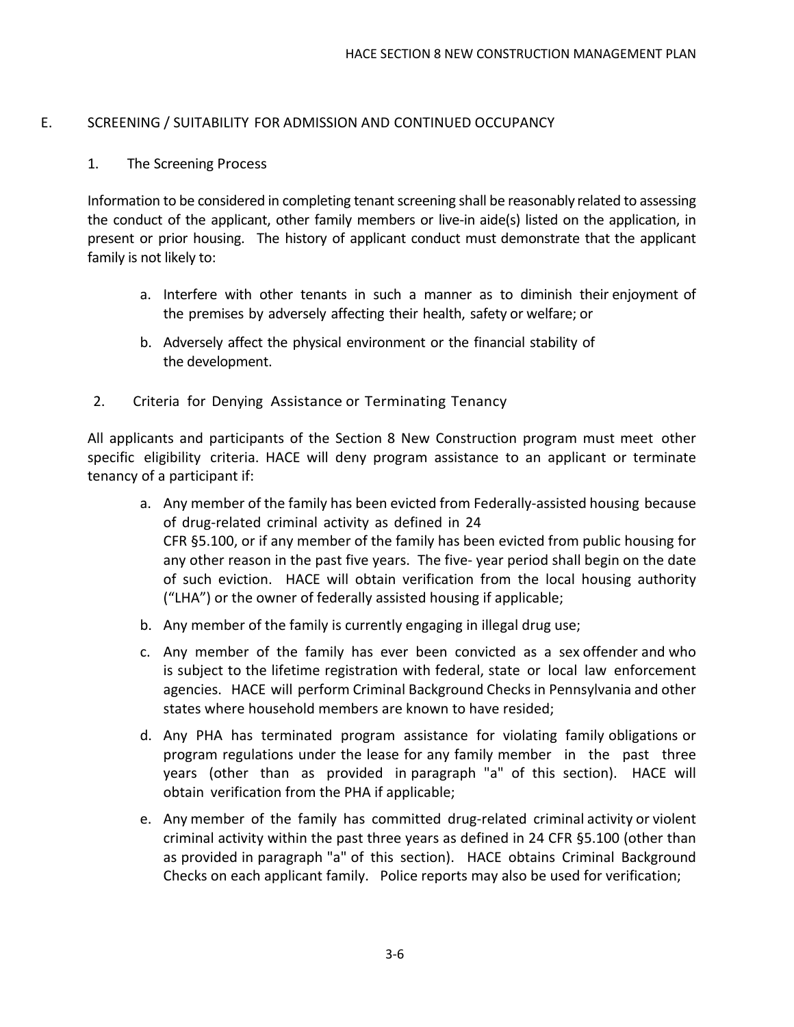## E. SCREENING / SUITABILITY FOR ADMISSION AND CONTINUED OCCUPANCY

### 1. The Screening Process

Information to be considered in completing tenant screening shall be reasonably related to assessing the conduct of the applicant, other family members or live-in aide(s) listed on the application, in present or prior housing. The history of applicant conduct must demonstrate that the applicant family is not likely to:

a. Interfere with other tenants in such a manner as to diminish their enjoyment of the premises by adversely affecting their health, safety or welfare; or

b. Adversely affect the physical environment or the financial stability of the development.

### 2. Criteria for Denying Assistance or Terminating Tenancy

All applicants and participants of the Section 8 New Construction program must meet other specific eligibility criteria. HACE will deny program assistance to an applicant or terminate tenancy of a participant if:

a. Any member of the family has been evicted from Federally-assisted housing because of drug-related criminal activity as defined in 24 CFR §5.100, or if any member of the family has been evicted from public housing for any other reason in the past five years. The five- year period shall begin on the date of such eviction. HACE will obtain verification from the local housing authority ("LHA") or the owner of federally assisted housing if applicable;

b. Any member of the family is currently engaging in illegal drug use;

c. Any member of the family has ever been convicted as a sex offender and who is subject to the lifetime registration with federal, state or local law enforcement agencies. HACE will perform Criminal Background Checks in Pennsylvania and other states where household members are known to have resided;

d. Any PHA has terminated program assistance for violating family obligations or program regulations under the lease for any family member in the past three years (other than as provided in paragraph "a" of this section). HACE will obtain verification from the PHA if applicable;

e. Any member of the family has committed drug-related criminal activity or violent criminal activity within the past three years as defined in 24 CFR §5.100 (other than as provided in paragraph "a" of this section). HACE obtains Criminal Background Checks on each applicant family. Police reports may also be used for verification;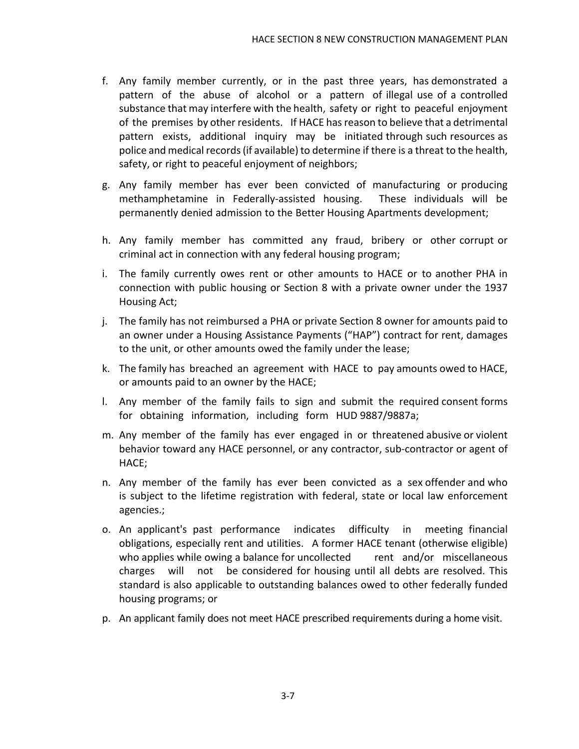f. Any family member currently, or in the past three years, has demonstrated a pattern of the abuse of alcohol or a pattern of illegal use of a controlled substance that may interfere with the health, safety or right to peaceful enjoyment of the premises by other residents. If HACE has reason to believe that a detrimental pattern exists, additional inquiry may be initiated through such resources as police and medical records (if available) to determine if there is a threat to the health, safety, or right to peaceful enjoyment of neighbors;

g. Any family member has ever been convicted of manufacturing or producing methamphetamine in Federally-assisted housing. These individuals will be permanently denied admission to the Better Housing Apartments development;

h. Any family member has committed any fraud, bribery or other corrupt or criminal act in connection with any federal housing program;

i. The family currently owes rent or other amounts to HACE or to another PHA in connection with public housing or Section 8 with a private owner under the 1937 Housing Act;

j. The family has not reimbursed a PHA or private Section 8 owner for amounts paid to an owner under a Housing Assistance Payments ("HAP") contract for rent, damages to the unit, or other amounts owed the family under the lease;

k. The family has breached an agreement with HACE to pay amounts owed to HACE, or amounts paid to an owner by the HACE;

l. Any member of the family fails to sign and submit the required consent forms for obtaining information, including form HUD 9887/9887a;

m. Any member of the family has ever engaged in or threatened abusive or violent behavior toward any HACE personnel, or any contractor, sub-contractor or agent of HACE;

n. Any member of the family has ever been convicted as a sex offender and who is subject to the lifetime registration with federal, state or local law enforcement agencies.;

o. An applicant's past performance indicates difficulty in meeting financial obligations, especially rent and utilities. A former HACE tenant (otherwise eligible) who applies while owing a balance for uncollected rent and/or miscellaneous charges will not be considered for housing until all debts are resolved. This standard is also applicable to outstanding balances owed to other federally funded housing programs; or

p. An applicant family does not meet HACE prescribed requirements during a home visit.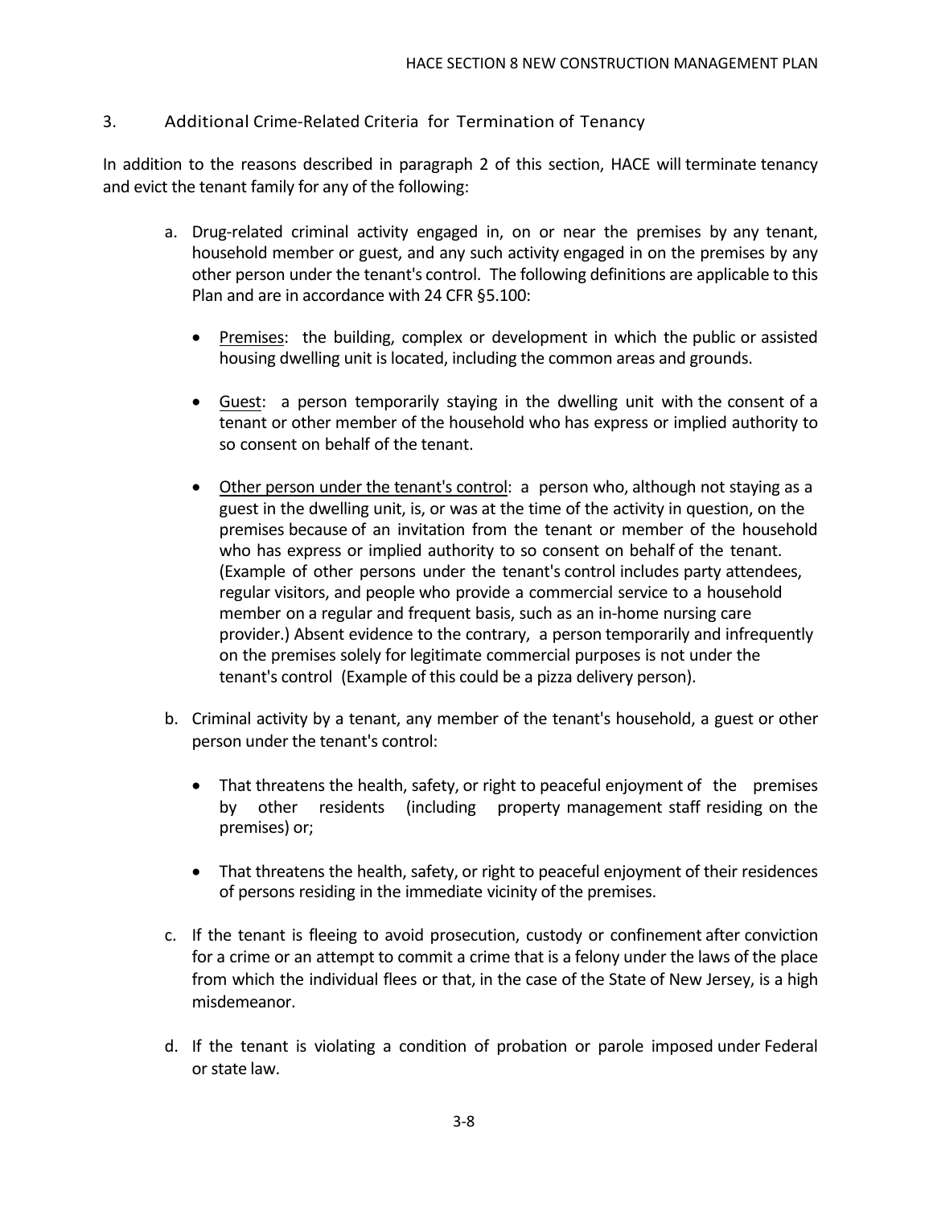### 3. Additional Crime-Related Criteria for Termination of Tenancy

In addition to the reasons described in paragraph 2 of this section, HACE will terminate tenancy and evict the tenant family for any of the following:

a. Drug-related criminal activity engaged in, on or near the premises by any tenant, household member or guest, and any such activity engaged in on the premises by any other person under the tenant's control. The following definitions are applicable to this Plan and are in accordance with 24 CFR §5.100:

   - Premises: the building, complex or development in which the public or assisted housing dwelling unit is located, including the common areas and grounds.

   - Guest: a person temporarily staying in the dwelling unit with the consent of a tenant or other member of the household who has express or implied authority to so consent on behalf of the tenant.

   - Other person under the tenant's control: a person who, although not staying as a guest in the dwelling unit, is, or was at the time of the activity in question, on the premises because of an invitation from the tenant or member of the household who has express or implied authority to so consent on behalf of the tenant. (Example of other persons under the tenant's control includes party attendees, regular visitors, and people who provide a commercial service to a household member on a regular and frequent basis, such as an in-home nursing care provider.) Absent evidence to the contrary, a person temporarily and infrequently on the premises solely for legitimate commercial purposes is not under the tenant's control (Example of this could be a pizza delivery person).

b. Criminal activity by a tenant, any member of the tenant's household, a guest or other person under the tenant's control:

   - That threatens the health, safety, or right to peaceful enjoyment of the premises by other residents (including property management staff residing on the premises) or;

   - That threatens the health, safety, or right to peaceful enjoyment of their residences of persons residing in the immediate vicinity of the premises.

c. If the tenant is fleeing to avoid prosecution, custody or confinement after conviction for a crime or an attempt to commit a crime that is a felony under the laws of the place from which the individual flees or that, in the case of the State of New Jersey, is a high misdemeanor.

d. If the tenant is violating a condition of probation or parole imposed under Federal or state law.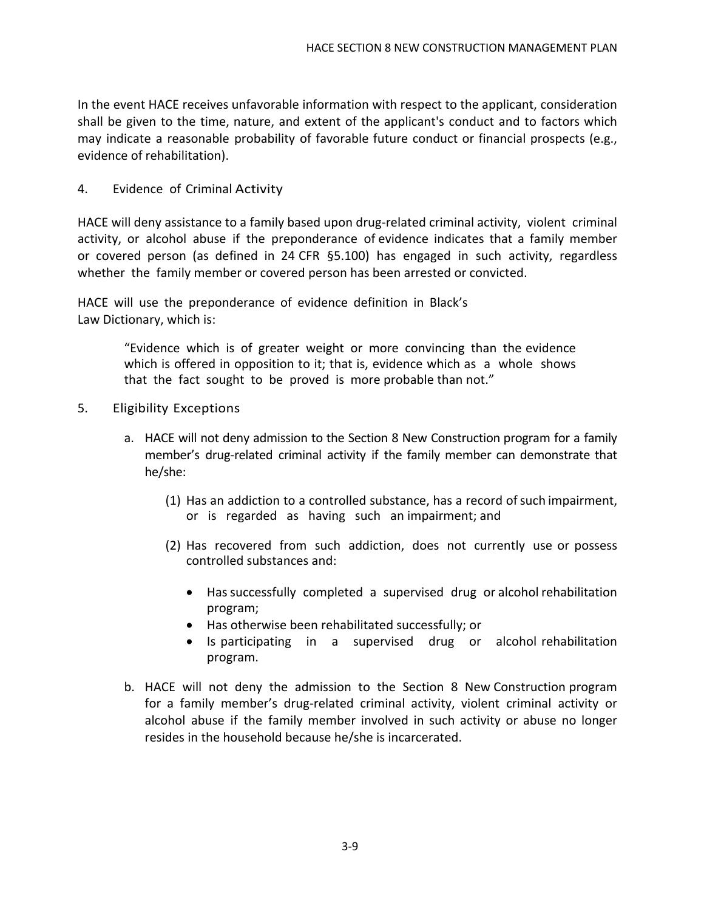In the event HACE receives unfavorable information with respect to the applicant, consideration shall be given to the time, nature, and extent of the applicant's conduct and to factors which may indicate a reasonable probability of favorable future conduct or financial prospects (e.g., evidence of rehabilitation).

4. Evidence of Criminal Activity

HACE will deny assistance to a family based upon drug-related criminal activity, violent criminal activity, or alcohol abuse if the preponderance of evidence indicates that a family member or covered person (as defined in 24 CFR §5.100) has engaged in such activity, regardless whether the family member or covered person has been arrested or convicted.

HACE will use the preponderance of evidence definition in Black's Law Dictionary, which is:

> "Evidence which is of greater weight or more convincing than the evidence which is offered in opposition to it; that is, evidence which as a whole shows that the fact sought to be proved is more probable than not."

5. Eligibility Exceptions

a. HACE will not deny admission to the Section 8 New Construction program for a family member's drug-related criminal activity if the family member can demonstrate that he/she:

   (1) Has an addiction to a controlled substance, has a record of such impairment, or is regarded as having such an impairment; and

   (2) Has recovered from such addiction, does not currently use or possess controlled substances and:

   - Has successfully completed a supervised drug or alcohol rehabilitation program;
   - Has otherwise been rehabilitated successfully; or
   - Is participating in a supervised drug or alcohol rehabilitation program.

b. HACE will not deny the admission to the Section 8 New Construction program for a family member's drug-related criminal activity, violent criminal activity or alcohol abuse if the family member involved in such activity or abuse no longer resides in the household because he/she is incarcerated.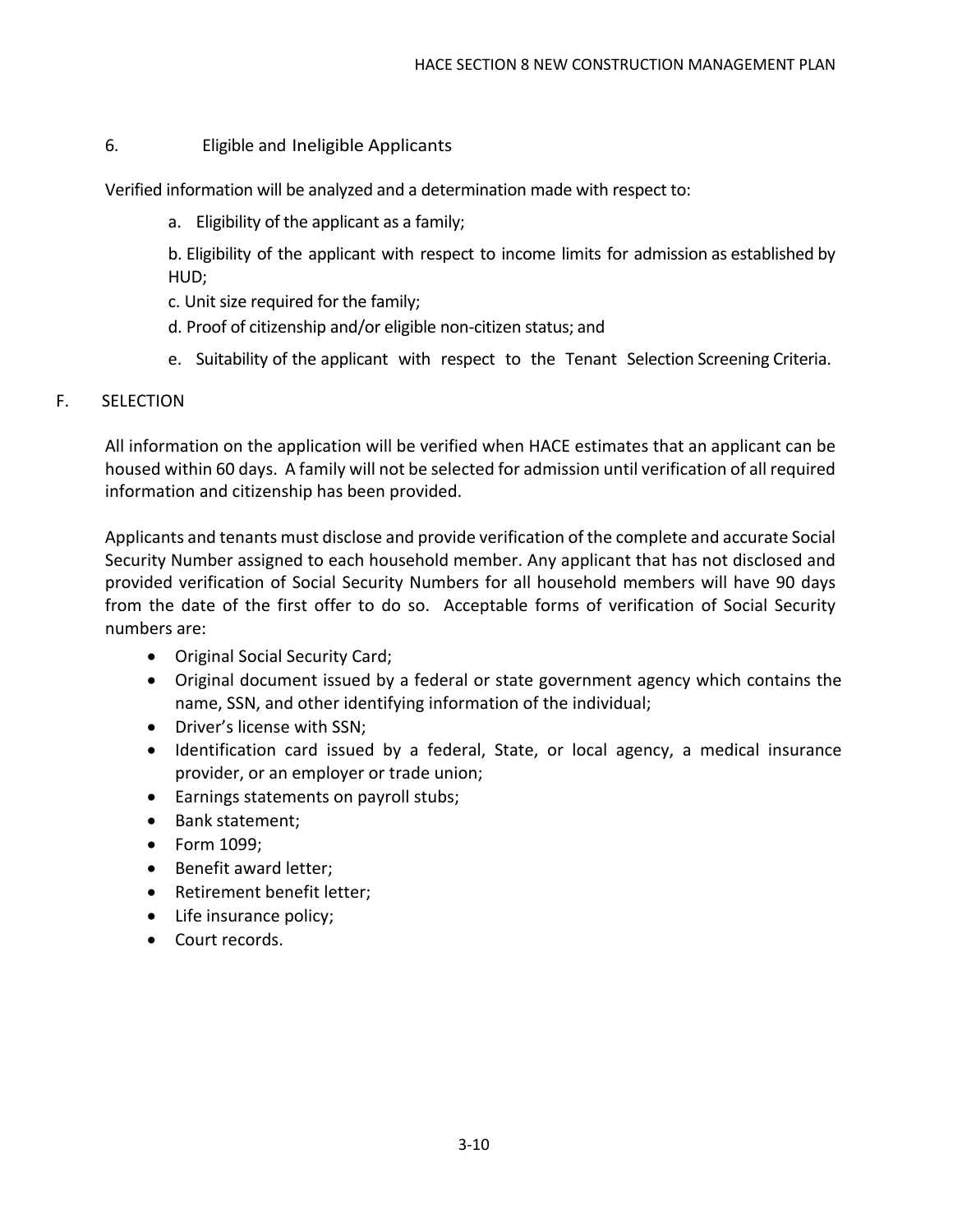6. Eligible and Ineligible Applicants

Verified information will be analyzed and a determination made with respect to:

a. Eligibility of the applicant as a family;

b. Eligibility of the applicant with respect to income limits for admission as established by HUD;

c. Unit size required for the family;

d. Proof of citizenship and/or eligible non-citizen status; and

e. Suitability of the applicant with respect to the Tenant Selection Screening Criteria.

## F. SELECTION

All information on the application will be verified when HACE estimates that an applicant can be housed within 60 days. A family will not be selected for admission until verification of all required information and citizenship has been provided.

Applicants and tenants must disclose and provide verification of the complete and accurate Social Security Number assigned to each household member. Any applicant that has not disclosed and provided verification of Social Security Numbers for all household members will have 90 days from the date of the first offer to do so. Acceptable forms of verification of Social Security numbers are:

- Original Social Security Card;
- Original document issued by a federal or state government agency which contains the name, SSN, and other identifying information of the individual;
- Driver's license with SSN;
- Identification card issued by a federal, State, or local agency, a medical insurance provider, or an employer or trade union;
- Earnings statements on payroll stubs;
- Bank statement;
- Form 1099;
- Benefit award letter;
- Retirement benefit letter;
- Life insurance policy;
- Court records.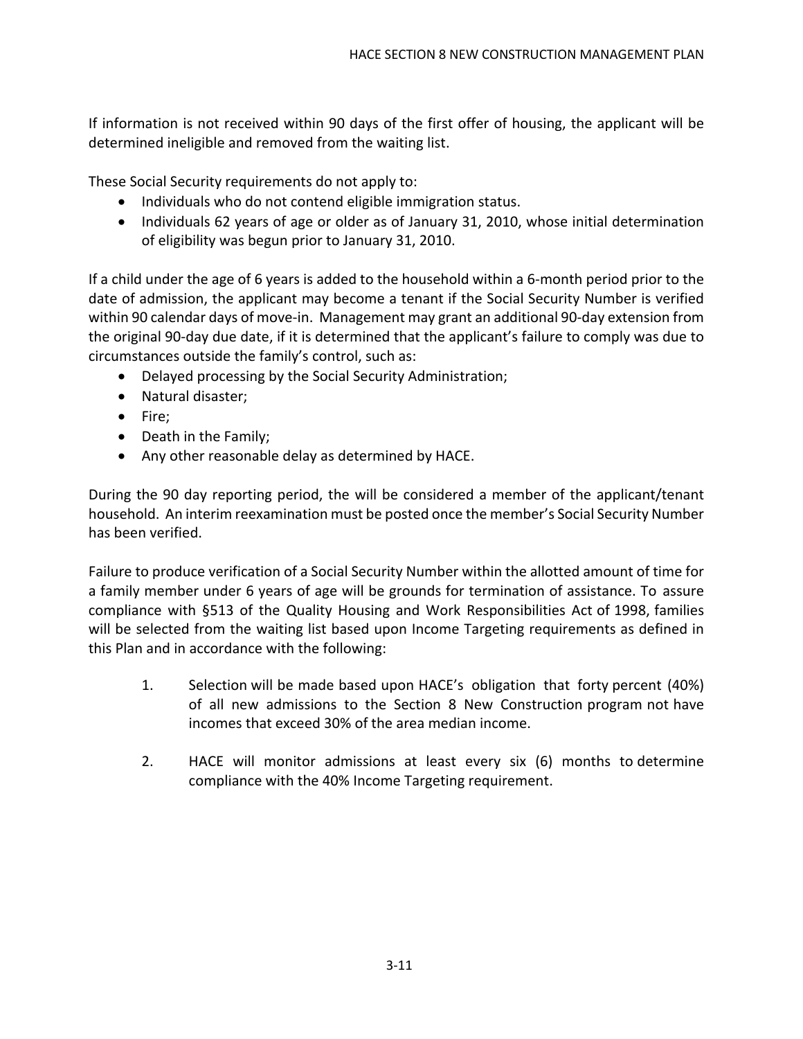If information is not received within 90 days of the first offer of housing, the applicant will be determined ineligible and removed from the waiting list.

These Social Security requirements do not apply to:

- Individuals who do not contend eligible immigration status.
- Individuals 62 years of age or older as of January 31, 2010, whose initial determination of eligibility was begun prior to January 31, 2010.

If a child under the age of 6 years is added to the household within a 6-month period prior to the date of admission, the applicant may become a tenant if the Social Security Number is verified within 90 calendar days of move-in. Management may grant an additional 90-day extension from the original 90-day due date, if it is determined that the applicant's failure to comply was due to circumstances outside the family's control, such as:

- Delayed processing by the Social Security Administration;
- Natural disaster;
- Fire;
- Death in the Family;
- Any other reasonable delay as determined by HACE.

During the 90 day reporting period, the will be considered a member of the applicant/tenant household. An interim reexamination must be posted once the member's Social Security Number has been verified.

Failure to produce verification of a Social Security Number within the allotted amount of time for a family member under 6 years of age will be grounds for termination of assistance. To assure compliance with §513 of the Quality Housing and Work Responsibilities Act of 1998, families will be selected from the waiting list based upon Income Targeting requirements as defined in this Plan and in accordance with the following:

1. Selection will be made based upon HACE's obligation that forty percent (40%) of all new admissions to the Section 8 New Construction program not have incomes that exceed 30% of the area median income.

2. HACE will monitor admissions at least every six (6) months to determine compliance with the 40% Income Targeting requirement.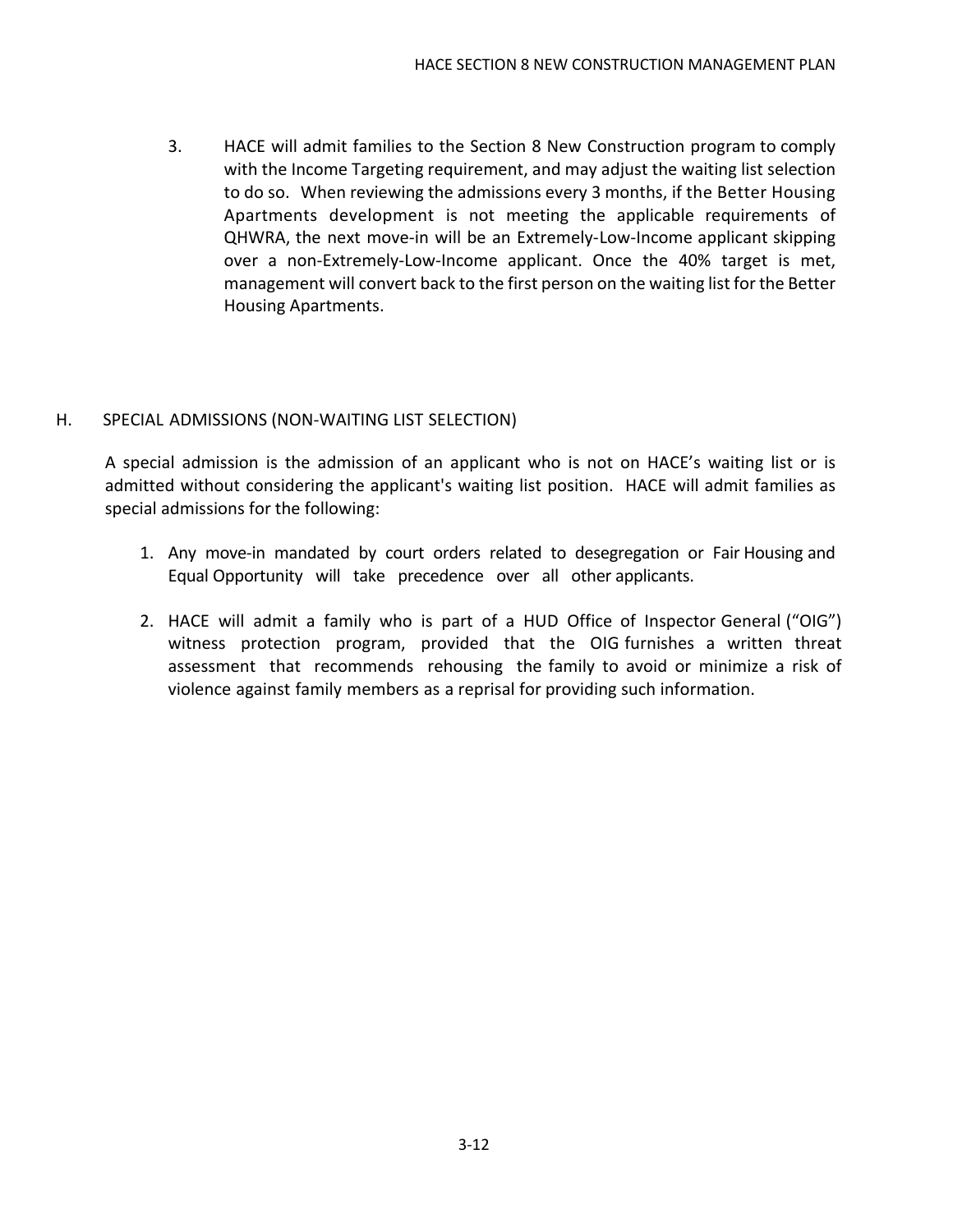3. HACE will admit families to the Section 8 New Construction program to comply with the Income Targeting requirement, and may adjust the waiting list selection to do so. When reviewing the admissions every 3 months, if the Better Housing Apartments development is not meeting the applicable requirements of QHWRA, the next move-in will be an Extremely-Low-Income applicant skipping over a non-Extremely-Low-Income applicant. Once the 40% target is met, management will convert back to the first person on the waiting list for the Better Housing Apartments.

## H. SPECIAL ADMISSIONS (NON-WAITING LIST SELECTION)

A special admission is the admission of an applicant who is not on HACE's waiting list or is admitted without considering the applicant's waiting list position. HACE will admit families as special admissions for the following:

1. Any move-in mandated by court orders related to desegregation or Fair Housing and Equal Opportunity will take precedence over all other applicants.

2. HACE will admit a family who is part of a HUD Office of Inspector General ("OIG") witness protection program, provided that the OIG furnishes a written threat assessment that recommends rehousing the family to avoid or minimize a risk of violence against family members as a reprisal for providing such information.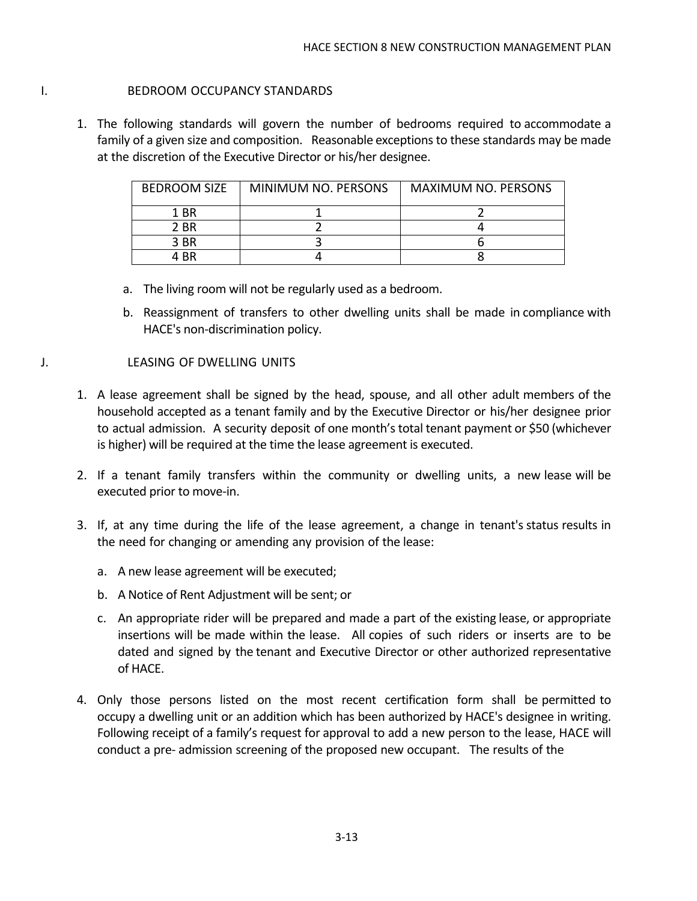## I. BEDROOM OCCUPANCY STANDARDS

1. The following standards will govern the number of bedrooms required to accommodate a family of a given size and composition. Reasonable exceptions to these standards may be made at the discretion of the Executive Director or his/her designee.

| BEDROOM SIZE | MINIMUM NO. PERSONS | MAXIMUM NO. PERSONS |
|---|---|---|
| 1 BR | 1 | 2 |
| 2 BR | 2 | 4 |
| 3 BR | 3 | 6 |
| 4 BR | 4 | 8 |

   a. The living room will not be regularly used as a bedroom.

   b. Reassignment of transfers to other dwelling units shall be made in compliance with HACE's non-discrimination policy.

## J. LEASING OF DWELLING UNITS

1. A lease agreement shall be signed by the head, spouse, and all other adult members of the household accepted as a tenant family and by the Executive Director or his/her designee prior to actual admission. A security deposit of one month's total tenant payment or $50 (whichever is higher) will be required at the time the lease agreement is executed.

2. If a tenant family transfers within the community or dwelling units, a new lease will be executed prior to move-in.

3. If, at any time during the life of the lease agreement, a change in tenant's status results in the need for changing or amending any provision of the lease:

   a. A new lease agreement will be executed;

   b. A Notice of Rent Adjustment will be sent; or

   c. An appropriate rider will be prepared and made a part of the existing lease, or appropriate insertions will be made within the lease. All copies of such riders or inserts are to be dated and signed by the tenant and Executive Director or other authorized representative of HACE.

4. Only those persons listed on the most recent certification form shall be permitted to occupy a dwelling unit or an addition which has been authorized by HACE's designee in writing. Following receipt of a family's request for approval to add a new person to the lease, HACE will conduct a pre- admission screening of the proposed new occupant. The results of the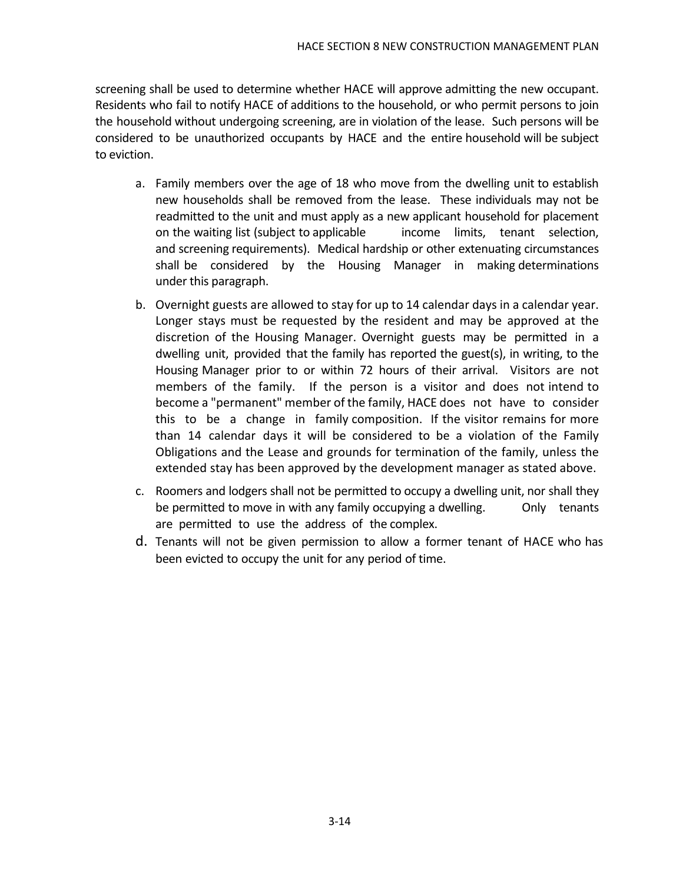screening shall be used to determine whether HACE will approve admitting the new occupant. Residents who fail to notify HACE of additions to the household, or who permit persons to join the household without undergoing screening, are in violation of the lease. Such persons will be considered to be unauthorized occupants by HACE and the entire household will be subject to eviction.

a. Family members over the age of 18 who move from the dwelling unit to establish new households shall be removed from the lease. These individuals may not be readmitted to the unit and must apply as a new applicant household for placement on the waiting list (subject to applicable income limits, tenant selection, and screening requirements). Medical hardship or other extenuating circumstances shall be considered by the Housing Manager in making determinations under this paragraph.

b. Overnight guests are allowed to stay for up to 14 calendar days in a calendar year. Longer stays must be requested by the resident and may be approved at the discretion of the Housing Manager. Overnight guests may be permitted in a dwelling unit, provided that the family has reported the guest(s), in writing, to the Housing Manager prior to or within 72 hours of their arrival. Visitors are not members of the family. If the person is a visitor and does not intend to become a "permanent" member of the family, HACE does not have to consider this to be a change in family composition. If the visitor remains for more than 14 calendar days it will be considered to be a violation of the Family Obligations and the Lease and grounds for termination of the family, unless the extended stay has been approved by the development manager as stated above.

c. Roomers and lodgers shall not be permitted to occupy a dwelling unit, nor shall they be permitted to move in with any family occupying a dwelling. Only tenants are permitted to use the address of the complex.

d. Tenants will not be given permission to allow a former tenant of HACE who has been evicted to occupy the unit for any period of time.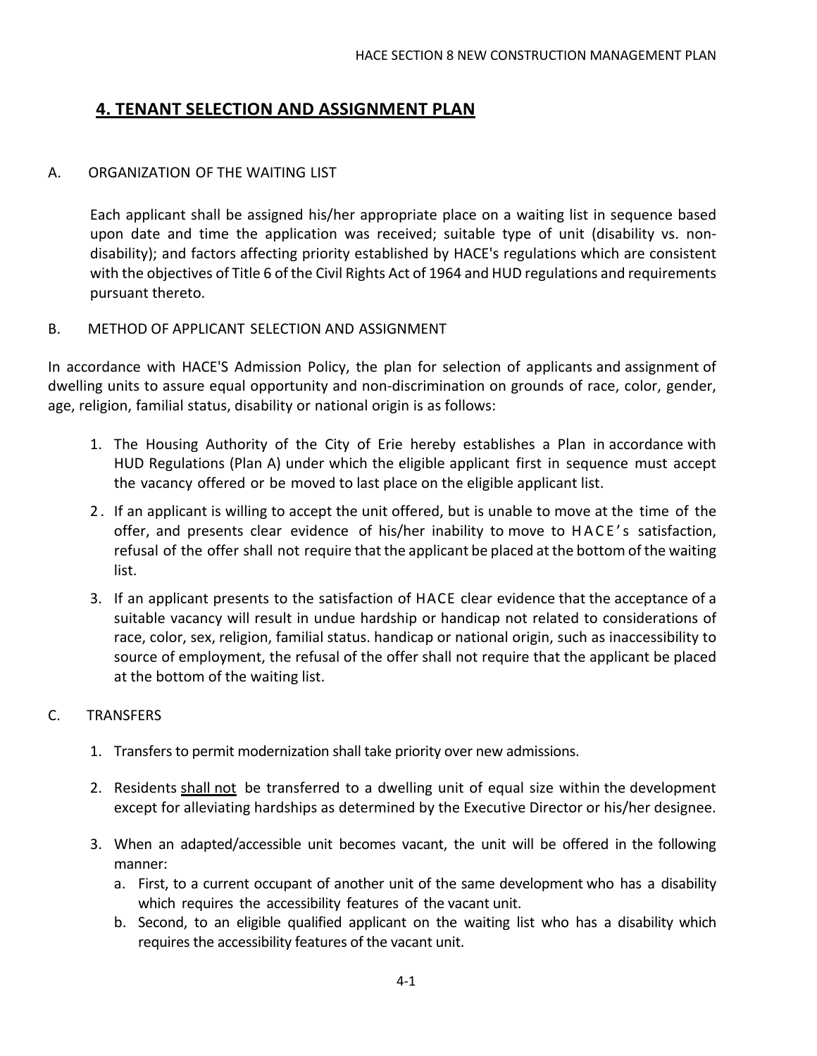## 4. TENANT SELECTION AND ASSIGNMENT PLAN

A. ORGANIZATION OF THE WAITING LIST

Each applicant shall be assigned his/her appropriate place on a waiting list in sequence based upon date and time the application was received; suitable type of unit (disability vs. non-disability); and factors affecting priority established by HACE's regulations which are consistent with the objectives of Title 6 of the Civil Rights Act of 1964 and HUD regulations and requirements pursuant thereto.

B. METHOD OF APPLICANT SELECTION AND ASSIGNMENT

In accordance with HACE'S Admission Policy, the plan for selection of applicants and assignment of dwelling units to assure equal opportunity and non-discrimination on grounds of race, color, gender, age, religion, familial status, disability or national origin is as follows:

1. The Housing Authority of the City of Erie hereby establishes a Plan in accordance with HUD Regulations (Plan A) under which the eligible applicant first in sequence must accept the vacancy offered or be moved to last place on the eligible applicant list.
2. If an applicant is willing to accept the unit offered, but is unable to move at the time of the offer, and presents clear evidence of his/her inability to move to HACE's satisfaction, refusal of the offer shall not require that the applicant be placed at the bottom of the waiting list.
3. If an applicant presents to the satisfaction of HACE clear evidence that the acceptance of a suitable vacancy will result in undue hardship or handicap not related to considerations of race, color, sex, religion, familial status. handicap or national origin, such as inaccessibility to source of employment, the refusal of the offer shall not require that the applicant be placed at the bottom of the waiting list.

C. TRANSFERS

1. Transfers to permit modernization shall take priority over new admissions.
2. Residents <u>shall not</u> be transferred to a dwelling unit of equal size within the development except for alleviating hardships as determined by the Executive Director or his/her designee.
3. When an adapted/accessible unit becomes vacant, the unit will be offered in the following manner:
   a. First, to a current occupant of another unit of the same development who has a disability which requires the accessibility features of the vacant unit.
   b. Second, to an eligible qualified applicant on the waiting list who has a disability which requires the accessibility features of the vacant unit.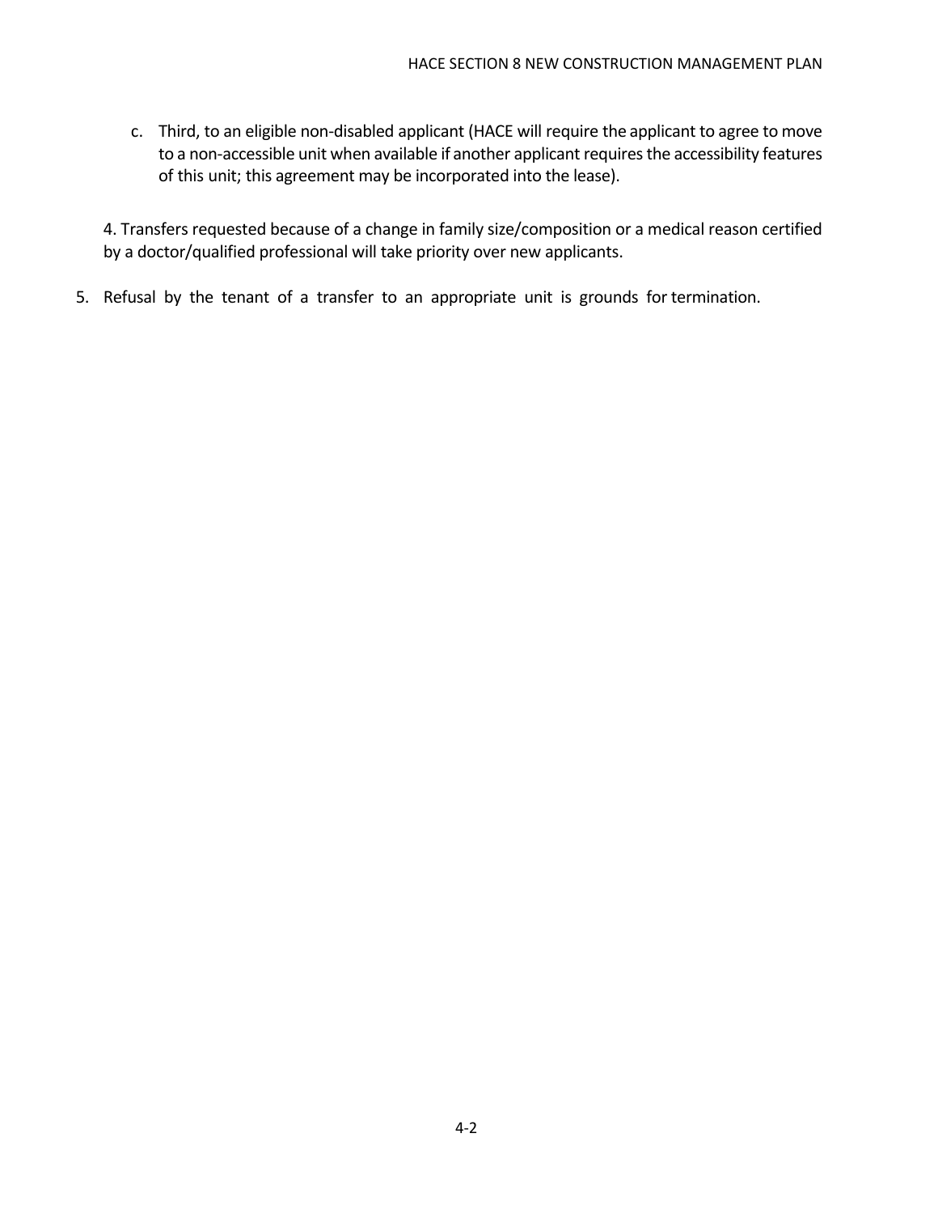c. Third, to an eligible non-disabled applicant (HACE will require the applicant to agree to move to a non-accessible unit when available if another applicant requires the accessibility features of this unit; this agreement may be incorporated into the lease).

4. Transfers requested because of a change in family size/composition or a medical reason certified by a doctor/qualified professional will take priority over new applicants.

5. Refusal by the tenant of a transfer to an appropriate unit is grounds for termination.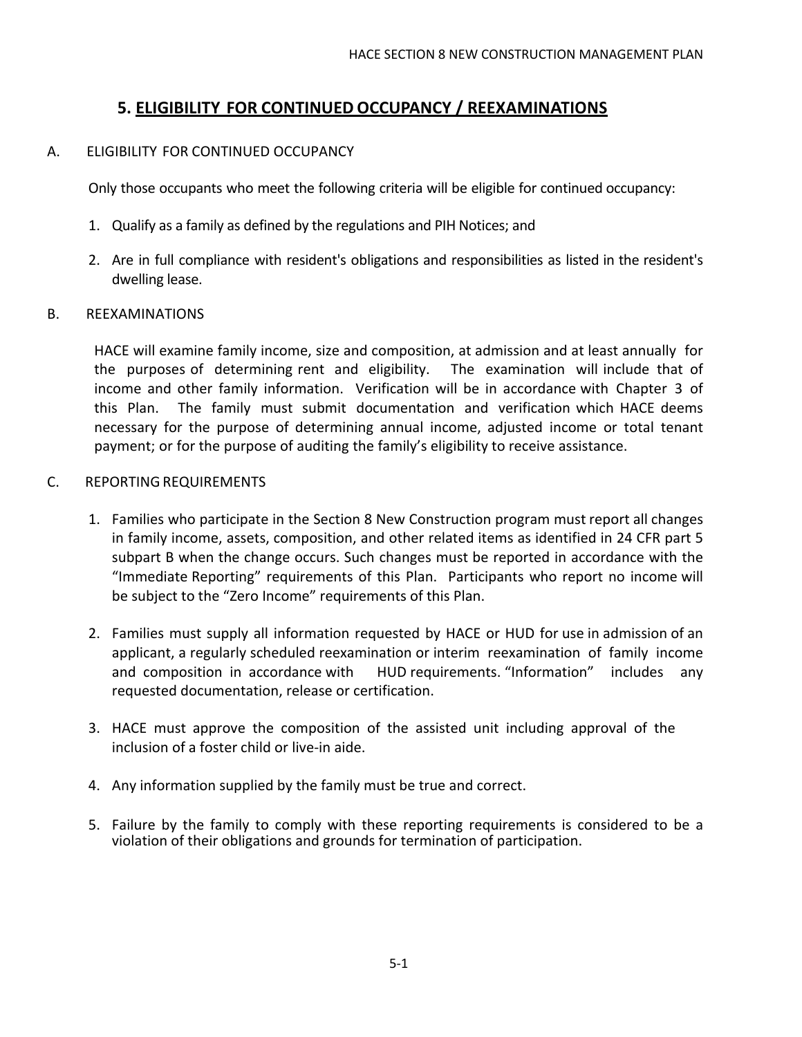## 5. ELIGIBILITY FOR CONTINUED OCCUPANCY / REEXAMINATIONS

### A. ELIGIBILITY FOR CONTINUED OCCUPANCY

Only those occupants who meet the following criteria will be eligible for continued occupancy:

1. Qualify as a family as defined by the regulations and PIH Notices; and
2. Are in full compliance with resident's obligations and responsibilities as listed in the resident's dwelling lease.

### B. REEXAMINATIONS

HACE will examine family income, size and composition, at admission and at least annually for the purposes of determining rent and eligibility. The examination will include that of income and other family information. Verification will be in accordance with Chapter 3 of this Plan. The family must submit documentation and verification which HACE deems necessary for the purpose of determining annual income, adjusted income or total tenant payment; or for the purpose of auditing the family's eligibility to receive assistance.

### C. REPORTING REQUIREMENTS

1. Families who participate in the Section 8 New Construction program must report all changes in family income, assets, composition, and other related items as identified in 24 CFR part 5 subpart B when the change occurs. Such changes must be reported in accordance with the "Immediate Reporting" requirements of this Plan. Participants who report no income will be subject to the "Zero Income" requirements of this Plan.
2. Families must supply all information requested by HACE or HUD for use in admission of an applicant, a regularly scheduled reexamination or interim reexamination of family income and composition in accordance with HUD requirements. "Information" includes any requested documentation, release or certification.
3. HACE must approve the composition of the assisted unit including approval of the inclusion of a foster child or live-in aide.
4. Any information supplied by the family must be true and correct.
5. Failure by the family to comply with these reporting requirements is considered to be a violation of their obligations and grounds for termination of participation.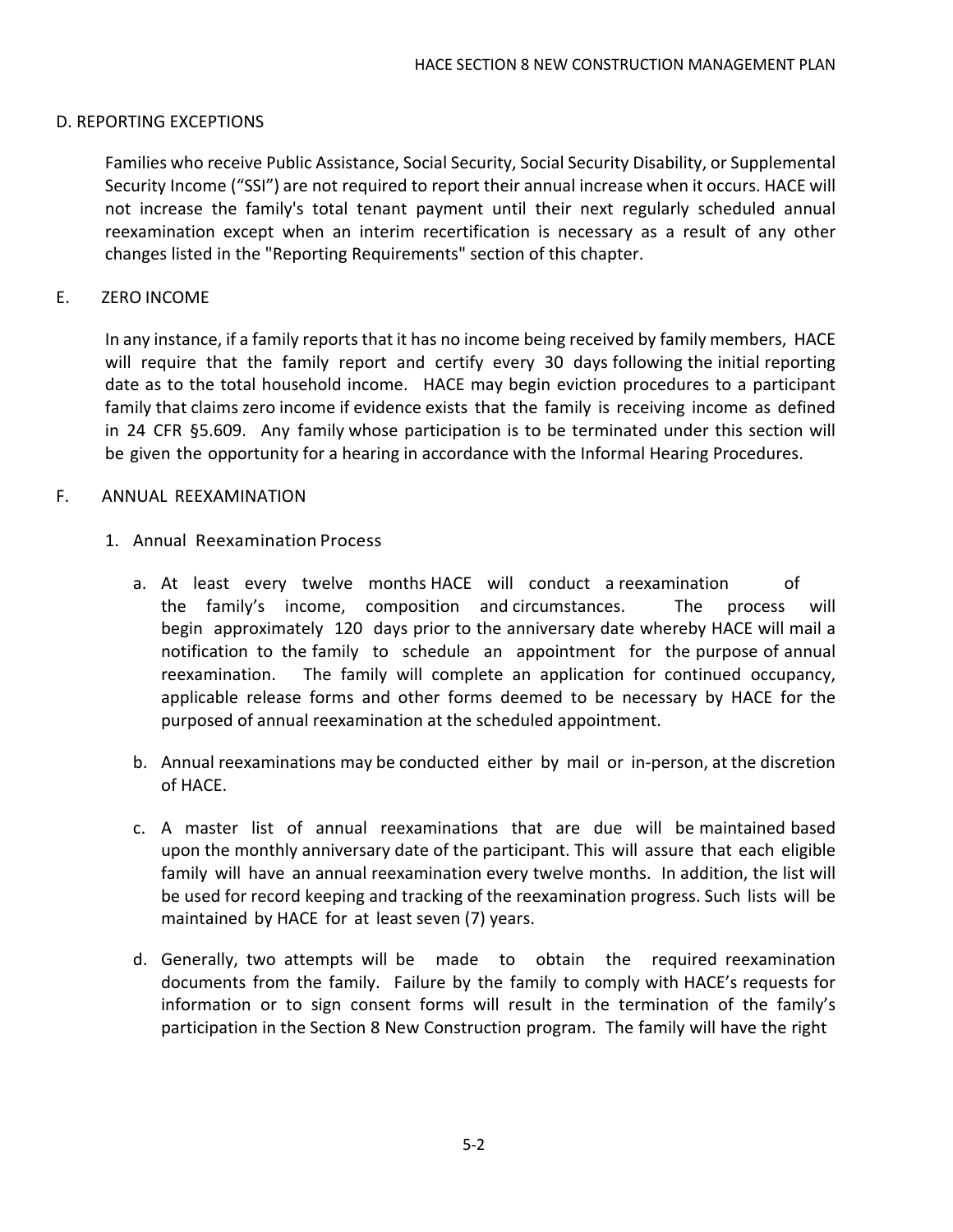## D. REPORTING EXCEPTIONS

Families who receive Public Assistance, Social Security, Social Security Disability, or Supplemental Security Income ("SSI") are not required to report their annual increase when it occurs. HACE will not increase the family's total tenant payment until their next regularly scheduled annual reexamination except when an interim recertification is necessary as a result of any other changes listed in the "Reporting Requirements" section of this chapter.

## E. ZERO INCOME

In any instance, if a family reports that it has no income being received by family members, HACE will require that the family report and certify every 30 days following the initial reporting date as to the total household income. HACE may begin eviction procedures to a participant family that claims zero income if evidence exists that the family is receiving income as defined in 24 CFR §5.609. Any family whose participation is to be terminated under this section will be given the opportunity for a hearing in accordance with the Informal Hearing Procedures.

## F. ANNUAL REEXAMINATION

1. Annual Reexamination Process

   a. At least every twelve months HACE will conduct a reexamination of the family's income, composition and circumstances. The process will begin approximately 120 days prior to the anniversary date whereby HACE will mail a notification to the family to schedule an appointment for the purpose of annual reexamination. The family will complete an application for continued occupancy, applicable release forms and other forms deemed to be necessary by HACE for the purposed of annual reexamination at the scheduled appointment.

   b. Annual reexaminations may be conducted either by mail or in-person, at the discretion of HACE.

   c. A master list of annual reexaminations that are due will be maintained based upon the monthly anniversary date of the participant. This will assure that each eligible family will have an annual reexamination every twelve months. In addition, the list will be used for record keeping and tracking of the reexamination progress. Such lists will be maintained by HACE for at least seven (7) years.

   d. Generally, two attempts will be made to obtain the required reexamination documents from the family. Failure by the family to comply with HACE's requests for information or to sign consent forms will result in the termination of the family's participation in the Section 8 New Construction program. The family will have the right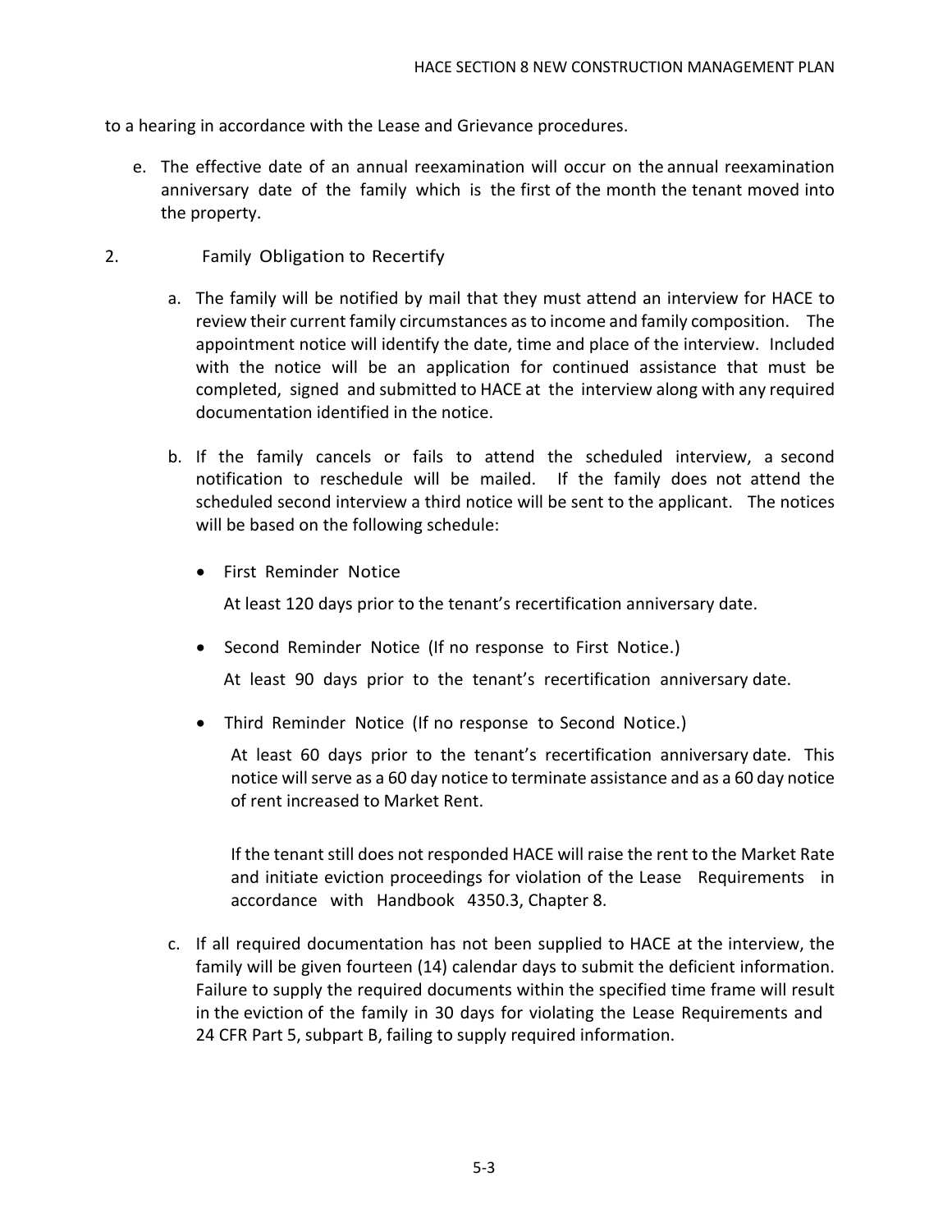to a hearing in accordance with the Lease and Grievance procedures.

e. The effective date of an annual reexamination will occur on the annual reexamination anniversary date of the family which is the first of the month the tenant moved into the property.

2. Family Obligation to Recertify

a. The family will be notified by mail that they must attend an interview for HACE to review their current family circumstances as to income and family composition. The appointment notice will identify the date, time and place of the interview. Included with the notice will be an application for continued assistance that must be completed, signed and submitted to HACE at the interview along with any required documentation identified in the notice.

b. If the family cancels or fails to attend the scheduled interview, a second notification to reschedule will be mailed. If the family does not attend the scheduled second interview a third notice will be sent to the applicant. The notices will be based on the following schedule:

- First Reminder Notice

  At least 120 days prior to the tenant's recertification anniversary date.

- Second Reminder Notice (If no response to First Notice.)

  At least 90 days prior to the tenant's recertification anniversary date.

- Third Reminder Notice (If no response to Second Notice.)

  At least 60 days prior to the tenant's recertification anniversary date. This notice will serve as a 60 day notice to terminate assistance and as a 60 day notice of rent increased to Market Rent.

  If the tenant still does not responded HACE will raise the rent to the Market Rate and initiate eviction proceedings for violation of the Lease Requirements in accordance with Handbook 4350.3, Chapter 8.

c. If all required documentation has not been supplied to HACE at the interview, the family will be given fourteen (14) calendar days to submit the deficient information. Failure to supply the required documents within the specified time frame will result in the eviction of the family in 30 days for violating the Lease Requirements and 24 CFR Part 5, subpart B, failing to supply required information.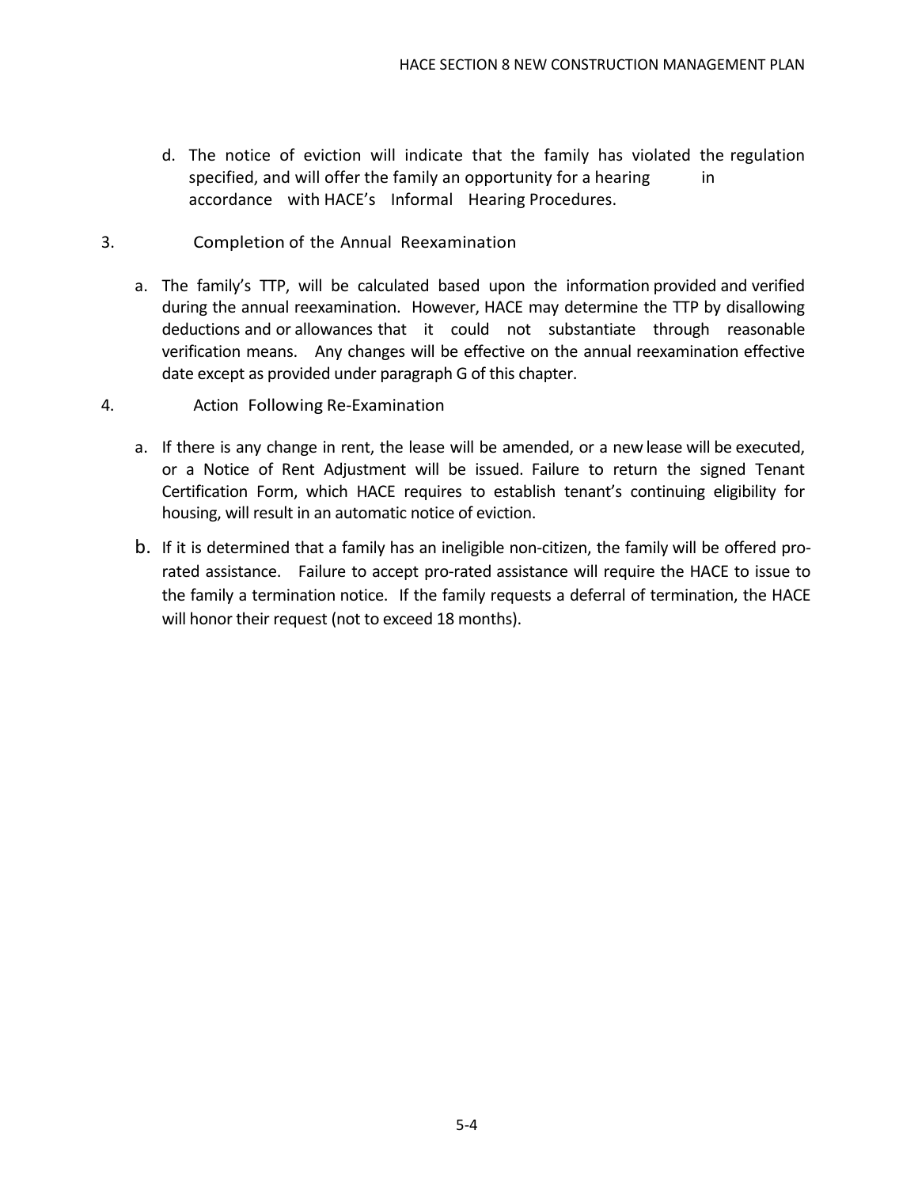d. The notice of eviction will indicate that the family has violated the regulation specified, and will offer the family an opportunity for a hearing in accordance with HACE's Informal Hearing Procedures.

3. Completion of the Annual Reexamination

a. The family's TTP, will be calculated based upon the information provided and verified during the annual reexamination. However, HACE may determine the TTP by disallowing deductions and or allowances that it could not substantiate through reasonable verification means. Any changes will be effective on the annual reexamination effective date except as provided under paragraph G of this chapter.

4. Action Following Re-Examination

a. If there is any change in rent, the lease will be amended, or a new lease will be executed, or a Notice of Rent Adjustment will be issued. Failure to return the signed Tenant Certification Form, which HACE requires to establish tenant's continuing eligibility for housing, will result in an automatic notice of eviction.

b. If it is determined that a family has an ineligible non-citizen, the family will be offered pro-rated assistance. Failure to accept pro-rated assistance will require the HACE to issue to the family a termination notice. If the family requests a deferral of termination, the HACE will honor their request (not to exceed 18 months).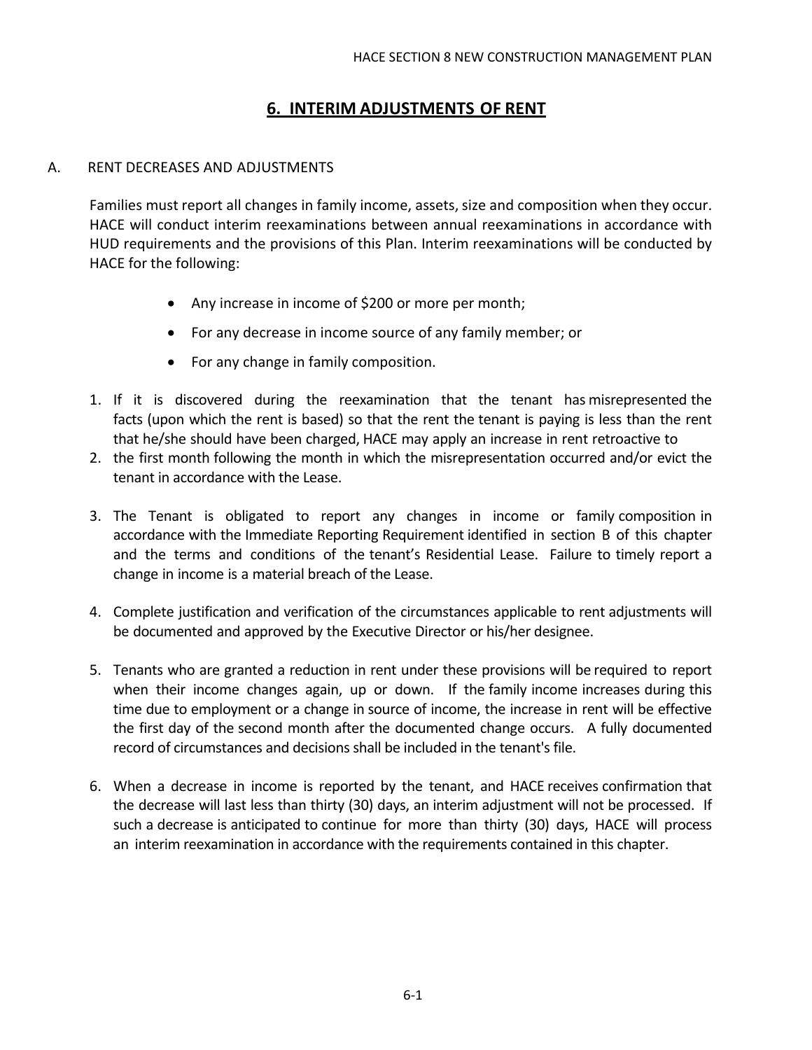# 6. INTERIM ADJUSTMENTS OF RENT

A. RENT DECREASES AND ADJUSTMENTS

Families must report all changes in family income, assets, size and composition when they occur. HACE will conduct interim reexaminations between annual reexaminations in accordance with HUD requirements and the provisions of this Plan. Interim reexaminations will be conducted by HACE for the following:

- Any increase in income of $200 or more per month;
- For any decrease in income source of any family member; or
- For any change in family composition.

1. If it is discovered during the reexamination that the tenant has misrepresented the facts (upon which the rent is based) so that the rent the tenant is paying is less than the rent that he/she should have been charged, HACE may apply an increase in rent retroactive to
2. the first month following the month in which the misrepresentation occurred and/or evict the tenant in accordance with the Lease.
3. The Tenant is obligated to report any changes in income or family composition in accordance with the Immediate Reporting Requirement identified in section B of this chapter and the terms and conditions of the tenant's Residential Lease. Failure to timely report a change in income is a material breach of the Lease.
4. Complete justification and verification of the circumstances applicable to rent adjustments will be documented and approved by the Executive Director or his/her designee.
5. Tenants who are granted a reduction in rent under these provisions will be required to report when their income changes again, up or down. If the family income increases during this time due to employment or a change in source of income, the increase in rent will be effective the first day of the second month after the documented change occurs. A fully documented record of circumstances and decisions shall be included in the tenant's file.
6. When a decrease in income is reported by the tenant, and HACE receives confirmation that the decrease will last less than thirty (30) days, an interim adjustment will not be processed. If such a decrease is anticipated to continue for more than thirty (30) days, HACE will process an interim reexamination in accordance with the requirements contained in this chapter.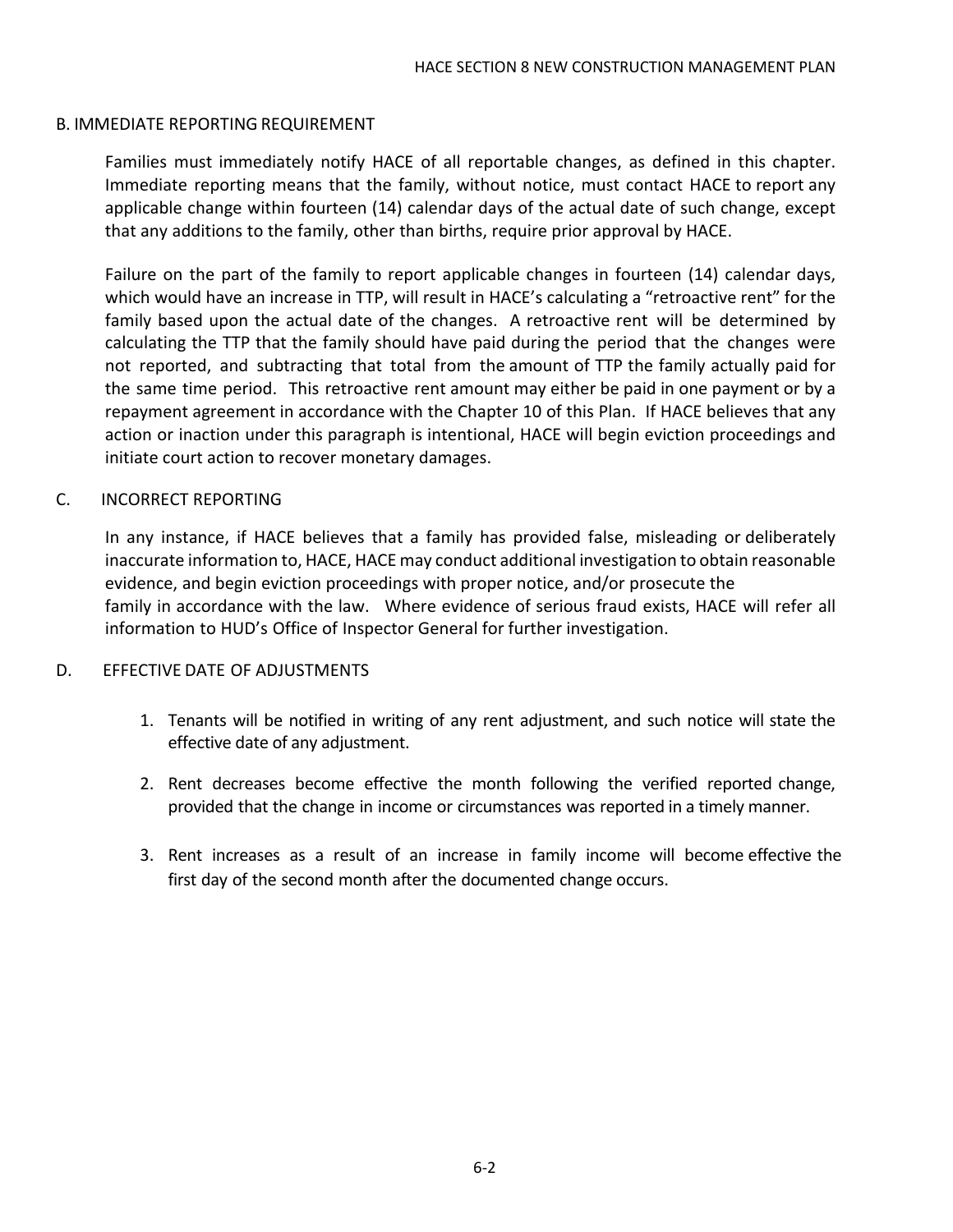## B. IMMEDIATE REPORTING REQUIREMENT

Families must immediately notify HACE of all reportable changes, as defined in this chapter. Immediate reporting means that the family, without notice, must contact HACE to report any applicable change within fourteen (14) calendar days of the actual date of such change, except that any additions to the family, other than births, require prior approval by HACE.

Failure on the part of the family to report applicable changes in fourteen (14) calendar days, which would have an increase in TTP, will result in HACE's calculating a "retroactive rent" for the family based upon the actual date of the changes. A retroactive rent will be determined by calculating the TTP that the family should have paid during the period that the changes were not reported, and subtracting that total from the amount of TTP the family actually paid for the same time period. This retroactive rent amount may either be paid in one payment or by a repayment agreement in accordance with the Chapter 10 of this Plan. If HACE believes that any action or inaction under this paragraph is intentional, HACE will begin eviction proceedings and initiate court action to recover monetary damages.

## C. INCORRECT REPORTING

In any instance, if HACE believes that a family has provided false, misleading or deliberately inaccurate information to, HACE, HACE may conduct additional investigation to obtain reasonable evidence, and begin eviction proceedings with proper notice, and/or prosecute the family in accordance with the law. Where evidence of serious fraud exists, HACE will refer all information to HUD's Office of Inspector General for further investigation.

## D. EFFECTIVE DATE OF ADJUSTMENTS

1. Tenants will be notified in writing of any rent adjustment, and such notice will state the effective date of any adjustment.

2. Rent decreases become effective the month following the verified reported change, provided that the change in income or circumstances was reported in a timely manner.

3. Rent increases as a result of an increase in family income will become effective the first day of the second month after the documented change occurs.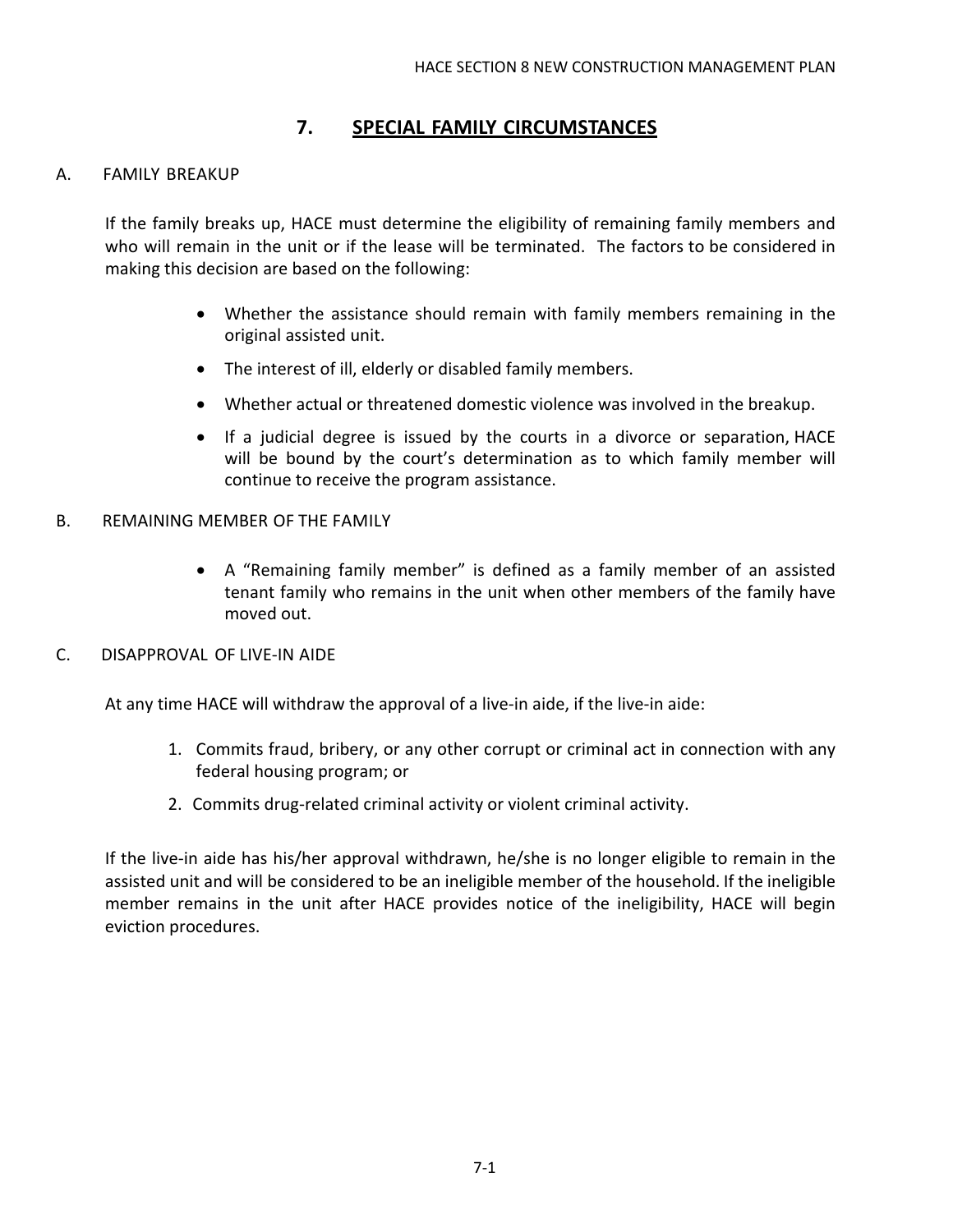# 7. SPECIAL FAMILY CIRCUMSTANCES

## A. FAMILY BREAKUP

If the family breaks up, HACE must determine the eligibility of remaining family members and who will remain in the unit or if the lease will be terminated. The factors to be considered in making this decision are based on the following:

- Whether the assistance should remain with family members remaining in the original assisted unit.
- The interest of ill, elderly or disabled family members.
- Whether actual or threatened domestic violence was involved in the breakup.
- If a judicial degree is issued by the courts in a divorce or separation, HACE will be bound by the court's determination as to which family member will continue to receive the program assistance.

## B. REMAINING MEMBER OF THE FAMILY

- A "Remaining family member" is defined as a family member of an assisted tenant family who remains in the unit when other members of the family have moved out.

## C. DISAPPROVAL OF LIVE-IN AIDE

At any time HACE will withdraw the approval of a live-in aide, if the live-in aide:

1. Commits fraud, bribery, or any other corrupt or criminal act in connection with any federal housing program; or
2. Commits drug-related criminal activity or violent criminal activity.

If the live-in aide has his/her approval withdrawn, he/she is no longer eligible to remain in the assisted unit and will be considered to be an ineligible member of the household. If the ineligible member remains in the unit after HACE provides notice of the ineligibility, HACE will begin eviction procedures.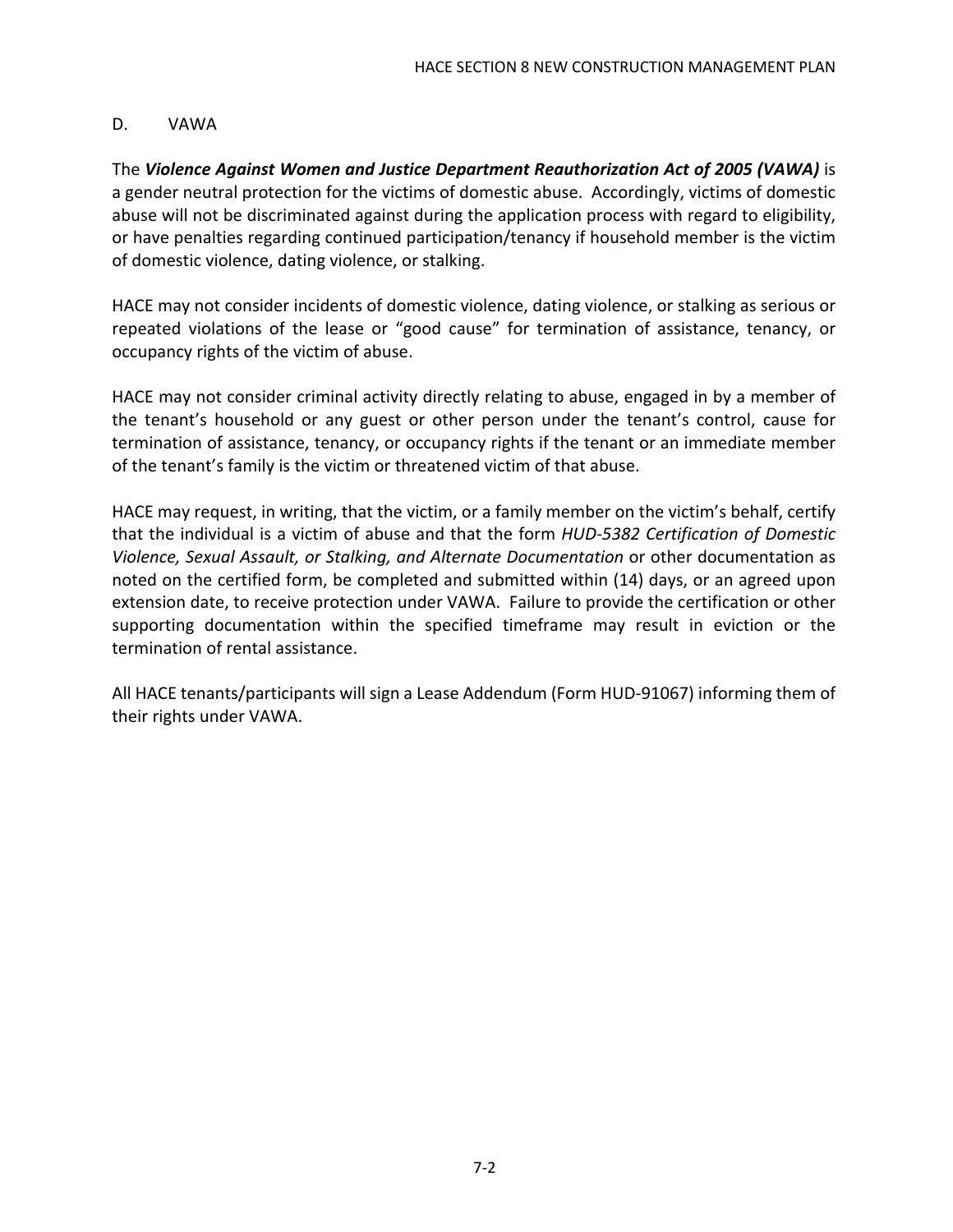## D. VAWA

The ***Violence Against Women and Justice Department Reauthorization Act of 2005 (VAWA)*** is a gender neutral protection for the victims of domestic abuse. Accordingly, victims of domestic abuse will not be discriminated against during the application process with regard to eligibility, or have penalties regarding continued participation/tenancy if household member is the victim of domestic violence, dating violence, or stalking.

HACE may not consider incidents of domestic violence, dating violence, or stalking as serious or repeated violations of the lease or "good cause" for termination of assistance, tenancy, or occupancy rights of the victim of abuse.

HACE may not consider criminal activity directly relating to abuse, engaged in by a member of the tenant's household or any guest or other person under the tenant's control, cause for termination of assistance, tenancy, or occupancy rights if the tenant or an immediate member of the tenant's family is the victim or threatened victim of that abuse.

HACE may request, in writing, that the victim, or a family member on the victim's behalf, certify that the individual is a victim of abuse and that the form *HUD-5382 Certification of Domestic Violence, Sexual Assault, or Stalking, and Alternate Documentation* or other documentation as noted on the certified form, be completed and submitted within (14) days, or an agreed upon extension date, to receive protection under VAWA. Failure to provide the certification or other supporting documentation within the specified timeframe may result in eviction or the termination of rental assistance.

All HACE tenants/participants will sign a Lease Addendum (Form HUD-91067) informing them of their rights under VAWA.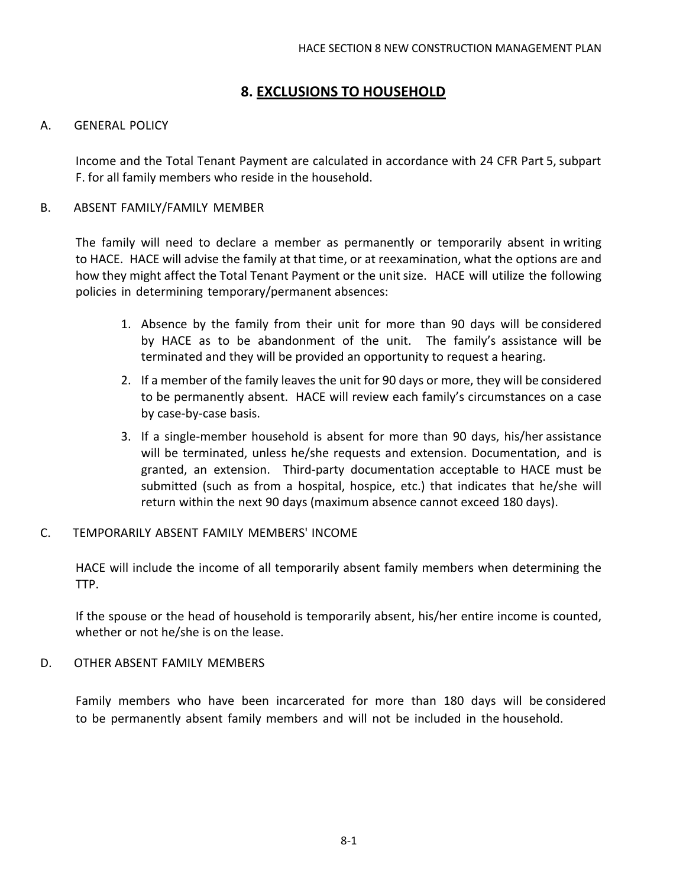## 8. EXCLUSIONS TO HOUSEHOLD

A. GENERAL POLICY

Income and the Total Tenant Payment are calculated in accordance with 24 CFR Part 5, subpart F. for all family members who reside in the household.

B. ABSENT FAMILY/FAMILY MEMBER

The family will need to declare a member as permanently or temporarily absent in writing to HACE. HACE will advise the family at that time, or at reexamination, what the options are and how they might affect the Total Tenant Payment or the unit size. HACE will utilize the following policies in determining temporary/permanent absences:

1. Absence by the family from their unit for more than 90 days will be considered by HACE as to be abandonment of the unit. The family's assistance will be terminated and they will be provided an opportunity to request a hearing.
2. If a member of the family leaves the unit for 90 days or more, they will be considered to be permanently absent. HACE will review each family's circumstances on a case by case-by-case basis.
3. If a single-member household is absent for more than 90 days, his/her assistance will be terminated, unless he/she requests and extension. Documentation, and is granted, an extension. Third-party documentation acceptable to HACE must be submitted (such as from a hospital, hospice, etc.) that indicates that he/she will return within the next 90 days (maximum absence cannot exceed 180 days).

C. TEMPORARILY ABSENT FAMILY MEMBERS' INCOME

HACE will include the income of all temporarily absent family members when determining the TTP.

If the spouse or the head of household is temporarily absent, his/her entire income is counted, whether or not he/she is on the lease.

D. OTHER ABSENT FAMILY MEMBERS

Family members who have been incarcerated for more than 180 days will be considered to be permanently absent family members and will not be included in the household.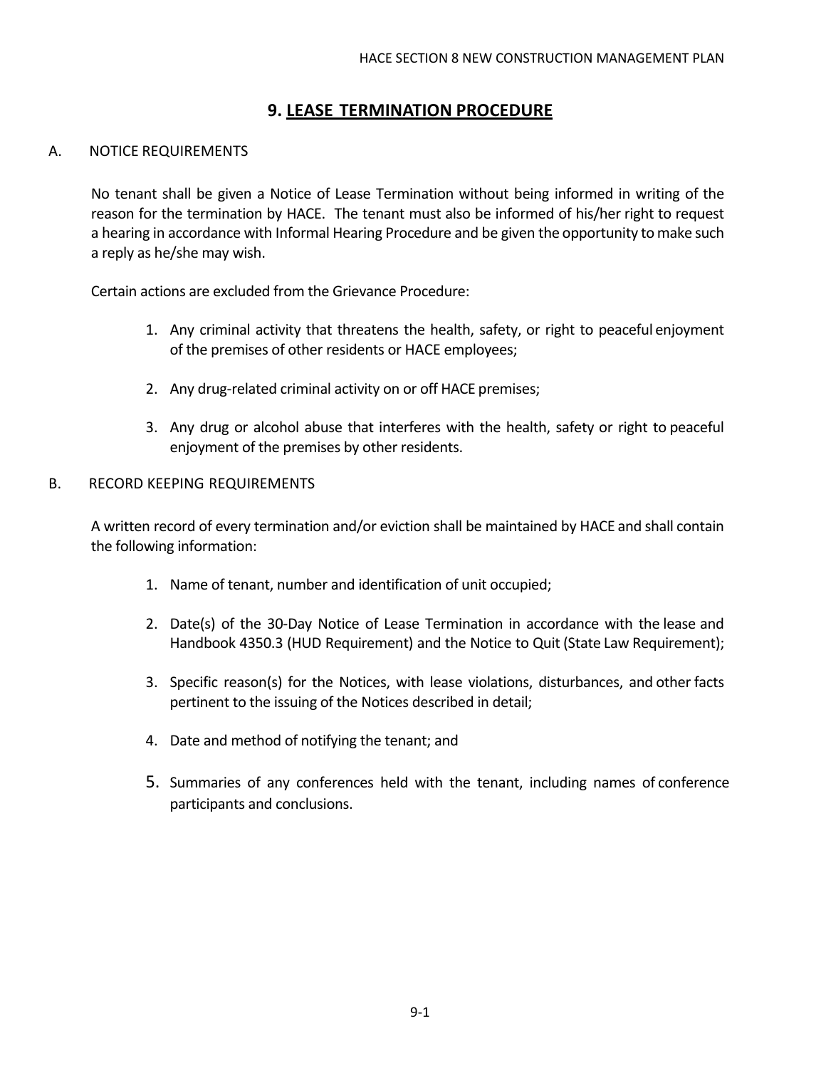# 9. LEASE TERMINATION PROCEDURE

## A. NOTICE REQUIREMENTS

No tenant shall be given a Notice of Lease Termination without being informed in writing of the reason for the termination by HACE. The tenant must also be informed of his/her right to request a hearing in accordance with Informal Hearing Procedure and be given the opportunity to make such a reply as he/she may wish.

Certain actions are excluded from the Grievance Procedure:

1. Any criminal activity that threatens the health, safety, or right to peaceful enjoyment of the premises of other residents or HACE employees;
2. Any drug-related criminal activity on or off HACE premises;
3. Any drug or alcohol abuse that interferes with the health, safety or right to peaceful enjoyment of the premises by other residents.

## B. RECORD KEEPING REQUIREMENTS

A written record of every termination and/or eviction shall be maintained by HACE and shall contain the following information:

1. Name of tenant, number and identification of unit occupied;
2. Date(s) of the 30-Day Notice of Lease Termination in accordance with the lease and Handbook 4350.3 (HUD Requirement) and the Notice to Quit (State Law Requirement);
3. Specific reason(s) for the Notices, with lease violations, disturbances, and other facts pertinent to the issuing of the Notices described in detail;
4. Date and method of notifying the tenant; and
5. Summaries of any conferences held with the tenant, including names of conference participants and conclusions.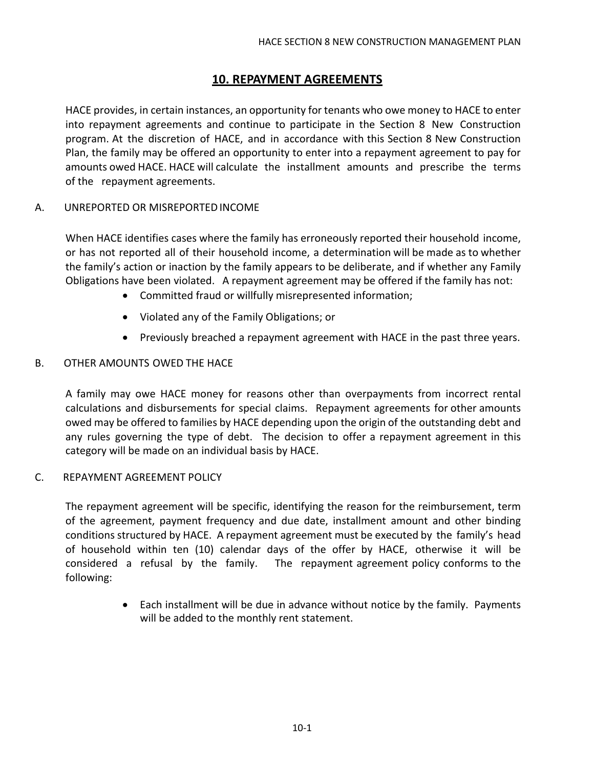## 10. REPAYMENT AGREEMENTS

HACE provides, in certain instances, an opportunity for tenants who owe money to HACE to enter into repayment agreements and continue to participate in the Section 8 New Construction program. At the discretion of HACE, and in accordance with this Section 8 New Construction Plan, the family may be offered an opportunity to enter into a repayment agreement to pay for amounts owed HACE. HACE will calculate the installment amounts and prescribe the terms of the repayment agreements.

### A. UNREPORTED OR MISREPORTED INCOME

When HACE identifies cases where the family has erroneously reported their household income, or has not reported all of their household income, a determination will be made as to whether the family's action or inaction by the family appears to be deliberate, and if whether any Family Obligations have been violated. A repayment agreement may be offered if the family has not:

- Committed fraud or willfully misrepresented information;
- Violated any of the Family Obligations; or
- Previously breached a repayment agreement with HACE in the past three years.

### B. OTHER AMOUNTS OWED THE HACE

A family may owe HACE money for reasons other than overpayments from incorrect rental calculations and disbursements for special claims. Repayment agreements for other amounts owed may be offered to families by HACE depending upon the origin of the outstanding debt and any rules governing the type of debt. The decision to offer a repayment agreement in this category will be made on an individual basis by HACE.

### C. REPAYMENT AGREEMENT POLICY

The repayment agreement will be specific, identifying the reason for the reimbursement, term of the agreement, payment frequency and due date, installment amount and other binding conditions structured by HACE. A repayment agreement must be executed by the family's head of household within ten (10) calendar days of the offer by HACE, otherwise it will be considered a refusal by the family. The repayment agreement policy conforms to the following:

- Each installment will be due in advance without notice by the family. Payments will be added to the monthly rent statement.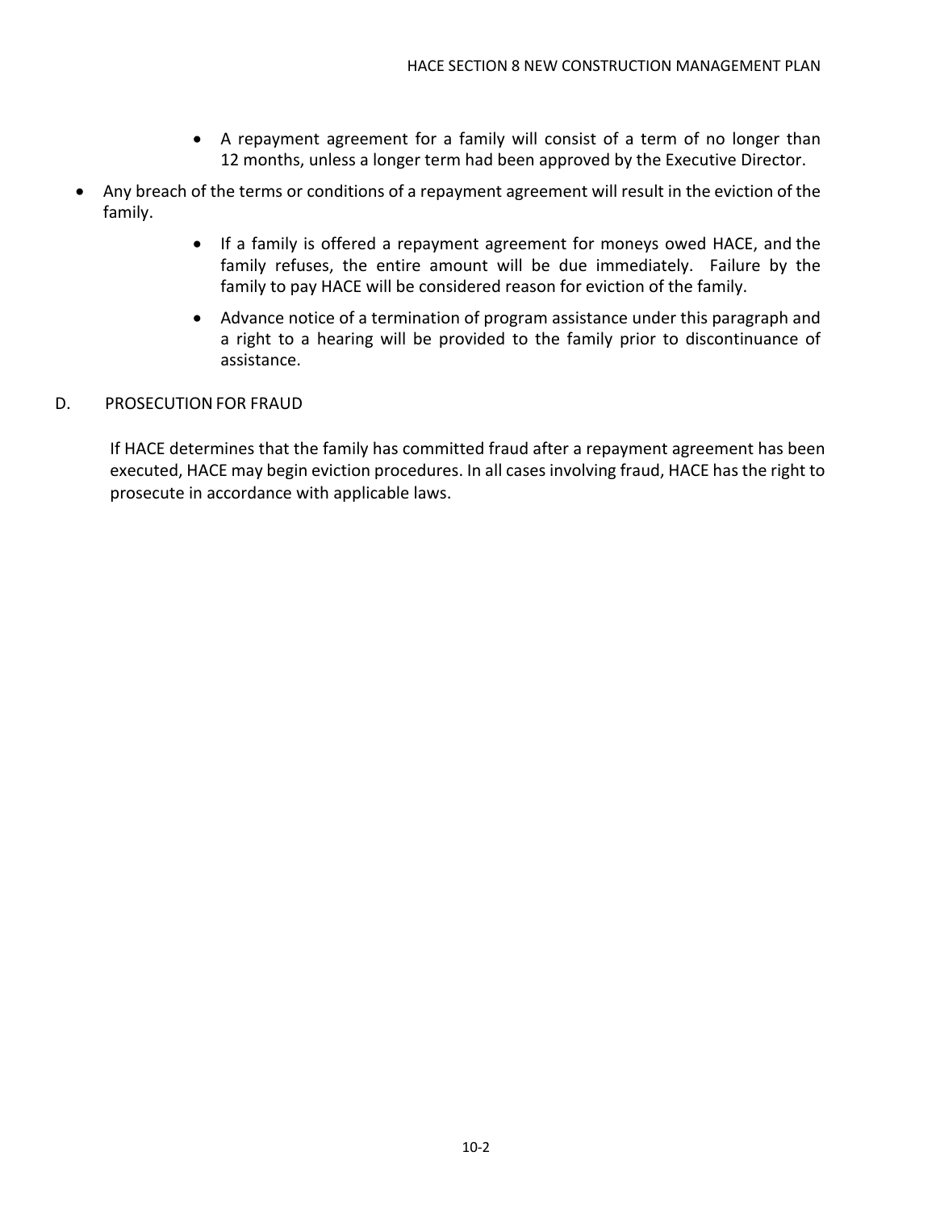- A repayment agreement for a family will consist of a term of no longer than 12 months, unless a longer term had been approved by the Executive Director.

- Any breach of the terms or conditions of a repayment agreement will result in the eviction of the family.

  - If a family is offered a repayment agreement for moneys owed HACE, and the family refuses, the entire amount will be due immediately. Failure by the family to pay HACE will be considered reason for eviction of the family.

  - Advance notice of a termination of program assistance under this paragraph and a right to a hearing will be provided to the family prior to discontinuance of assistance.

## D. PROSECUTION FOR FRAUD

If HACE determines that the family has committed fraud after a repayment agreement has been executed, HACE may begin eviction procedures. In all cases involving fraud, HACE has the right to prosecute in accordance with applicable laws.